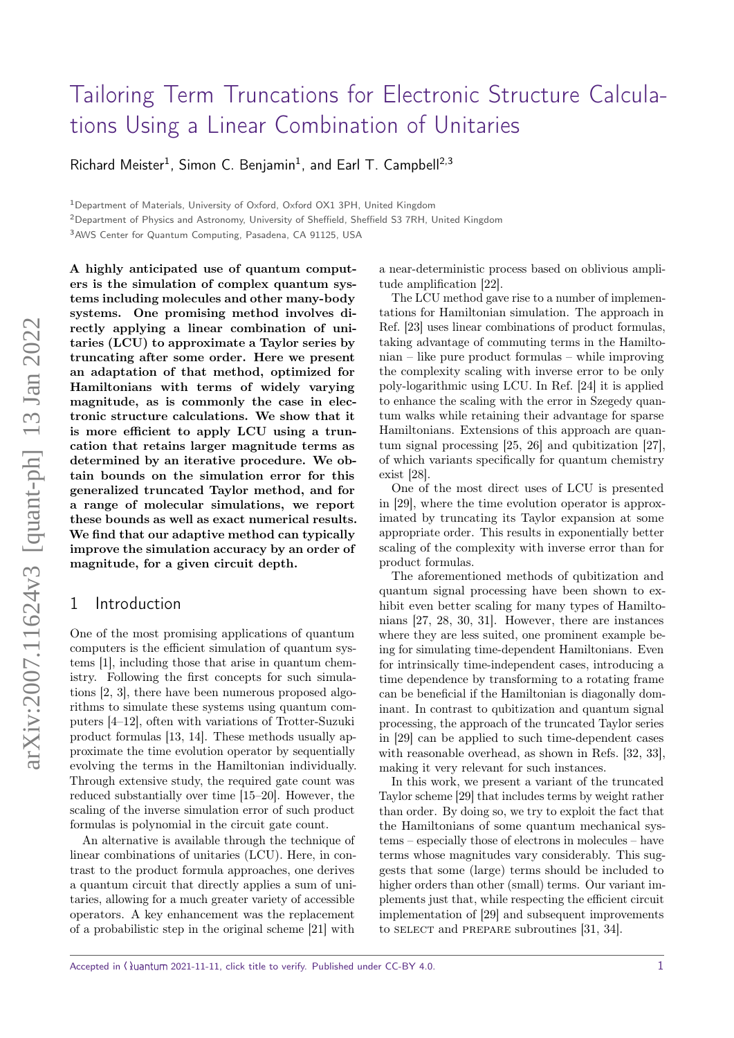# Tailoring Term Truncations for Electronic Structure Calculations Using a Linear Combination of Unitaries

Richard Meister[1], Simon C. Benjamin[1], and Earl T. Campbell[2,3]

[1]Department of Materials, University of Oxford, Oxford OX1 3PH, United Kingdom

[2]Department of Physics and Astronomy, University of Sheffield, Sheffield S3 7RH, United Kingdom

[3]AWS Center for Quantum Computing, Pasadena, CA 91125, USA

**A highly anticipated use of quantum computers is the simulation of complex quantum systems including molecules and other many-body systems. One promising method involves directly applying a linear combination of unitaries (LCU) to approximate a Taylor series by truncating after some order. Here we present an adaptation of that method, optimized for Hamiltonians with terms of widely varying magnitude, as is commonly the case in electronic structure calculations. We show that it is more efficient to apply LCU using a truncation that retains larger magnitude terms as determined by an iterative procedure. We obtain bounds on the simulation error for this generalized truncated Taylor method, and for a range of molecular simulations, we report these bounds as well as exact numerical results. We find that our adaptive method can typically improve the simulation accuracy by an order of magnitude, for a given circuit depth.**

## 1 Introduction

One of the most promising applications of quantum computers is the efficient simulation of quantum systems [1], including those that arise in quantum chemistry. Following the first concepts for such simulations [2, 3], there have been numerous proposed algorithms to simulate these systems using quantum computers [4–12], often with variations of Trotter-Suzuki product formulas [13, 14]. These methods usually approximate the time evolution operator by sequentially evolving the terms in the Hamiltonian individually. Through extensive study, the required gate count was reduced substantially over time [15–20]. However, the scaling of the inverse simulation error of such product formulas is polynomial in the circuit gate count.

An alternative is available through the technique of linear combinations of unitaries (LCU). Here, in contrast to the product formula approaches, one derives a quantum circuit that directly applies a sum of unitaries, allowing for a much greater variety of accessible operators. A key enhancement was the replacement of a probabilistic step in the original scheme [21] with a near-deterministic process based on oblivious amplitude amplification [22].

The LCU method gave rise to a number of implementations for Hamiltonian simulation. The approach in Ref. [23] uses linear combinations of product formulas, taking advantage of commuting terms in the Hamiltonian – like pure product formulas – while improving the complexity scaling with inverse error to be only poly-logarithmic using LCU. In Ref. [24] it is applied to enhance the scaling with the error in Szegedy quantum walks while retaining their advantage for sparse Hamiltonians. Extensions of this approach are quantum signal processing [25, 26] and qubitization [27], of which variants specifically for quantum chemistry exist [28].

One of the most direct uses of LCU is presented in [29], where the time evolution operator is approximated by truncating its Taylor expansion at some appropriate order. This results in exponentially better scaling of the complexity with inverse error than for product formulas.

The aforementioned methods of qubitization and quantum signal processing have been shown to exhibit even better scaling for many types of Hamiltonians [27, 28, 30, 31]. However, there are instances where they are less suited, one prominent example being for simulating time-dependent Hamiltonians. Even for intrinsically time-independent cases, introducing a time dependence by transforming to a rotating frame can be beneficial if the Hamiltonian is diagonally dominant. In contrast to qubitization and quantum signal processing, the approach of the truncated Taylor series in [29] can be applied to such time-dependent cases with reasonable overhead, as shown in Refs. [32, 33], making it very relevant for such instances.

In this work, we present a variant of the truncated Taylor scheme [29] that includes terms by weight rather than order. By doing so, we try to exploit the fact that the Hamiltonians of some quantum mechanical systems – especially those of electrons in molecules – have terms whose magnitudes vary considerably. This suggests that some (large) terms should be included to higher orders than other (small) terms. Our variant implements just that, while respecting the efficient circuit implementation of [29] and subsequent improvements to SELECT and PREPARE subroutines [31, 34].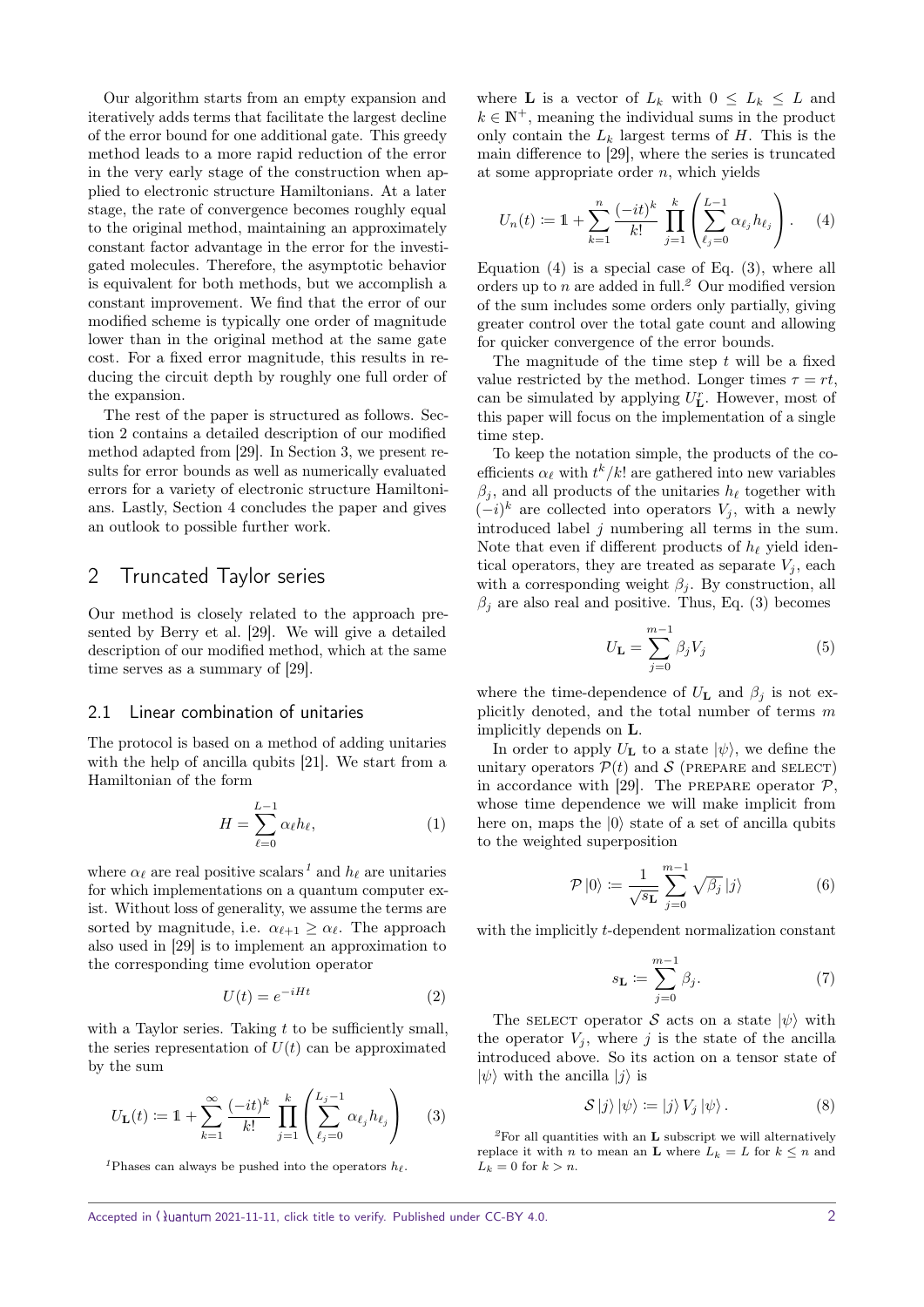Our algorithm starts from an empty expansion and iteratively adds terms that facilitate the largest decline of the error bound for one additional gate. This greedy method leads to a more rapid reduction of the error in the very early stage of the construction when applied to electronic structure Hamiltonians. At a later stage, the rate of convergence becomes roughly equal to the original method, maintaining an approximately constant factor advantage in the error for the investigated molecules. Therefore, the asymptotic behavior is equivalent for both methods, but we accomplish a constant improvement. We find that the error of our modified scheme is typically one order of magnitude lower than in the original method at the same gate cost. For a fixed error magnitude, this results in reducing the circuit depth by roughly one full order of the expansion.

The rest of the paper is structured as follows. Section 2 contains a detailed description of our modified method adapted from [29]. In Section 3, we present results for error bounds as well as numerically evaluated errors for a variety of electronic structure Hamiltonians. Lastly, Section 4 concludes the paper and gives an outlook to possible further work.

## 2 Truncated Taylor series

Our method is closely related to the approach presented by Berry et al. [29]. We will give a detailed description of our modified method, which at the same time serves as a summary of [29].

### 2.1 Linear combination of unitaries

The protocol is based on a method of adding unitaries with the help of ancilla qubits [21]. We start from a Hamiltonian of the form

$$H = \sum_{\ell=0}^{L-1} \alpha_\ell h_\ell, \tag{1}$$

where $\alpha_\ell$ are real positive scalars[1] and $h_\ell$ are unitaries for which implementations on a quantum computer exist. Without loss of generality, we assume the terms are sorted by magnitude, i.e. $\alpha_{\ell+1} \geq \alpha_\ell$. The approach also used in [29] is to implement an approximation to the corresponding time evolution operator

$$U(t) = e^{-iHt} \tag{2}$$

with a Taylor series. Taking $t$ to be sufficiently small, the series representation of $U(t)$ can be approximated by the sum

$$U_{\mathbf{L}}(t) := \mathbb{1} + \sum_{k=1}^{\infty} \frac{(-it)^k}{k!} \prod_{j=1}^{k} \left( \sum_{\ell_j=0}^{L_j-1} \alpha_{\ell_j} h_{\ell_j} \right) \tag{3}$$

where $\mathbf{L}$ is a vector of $L_k$ with $0 \leq L_k \leq L$ and $k \in \mathbb{N}^+$, meaning the individual sums in the product only contain the $L_k$ largest terms of $H$. This is the main difference to [29], where the series is truncated at some appropriate order $n$, which yields

$$U_n(t) := \mathbb{1} + \sum_{k=1}^{n} \frac{(-it)^k}{k!} \prod_{j=1}^{k} \left( \sum_{\ell_j=0}^{L-1} \alpha_{\ell_j} h_{\ell_j} \right). \tag{4}$$

Equation (4) is a special case of Eq. (3), where all orders up to $n$ are added in full.[2] Our modified version of the sum includes some orders only partially, giving greater control over the total gate count and allowing for quicker convergence of the error bounds.

The magnitude of the time step $t$ will be a fixed value restricted by the method. Longer times $\tau = rt$, can be simulated by applying $U_{\mathbf{L}}^r$. However, most of this paper will focus on the implementation of a single time step.

To keep the notation simple, the products of the coefficients $\alpha_\ell$ with $t^k/k!$ are gathered into new variables $\beta_j$, and all products of the unitaries $h_\ell$ together with $(-i)^k$ are collected into operators $V_j$, with a newly introduced label $j$ numbering all terms in the sum. Note that even if different products of $h_\ell$ yield identical operators, they are treated as separate $V_j$, each with a corresponding weight $\beta_j$. By construction, all $\beta_j$ are also real and positive. Thus, Eq. (3) becomes

$$U_{\mathbf{L}} = \sum_{j=0}^{m-1} \beta_j V_j \tag{5}$$

where the time-dependence of $U_{\mathbf{L}}$ and $\beta_j$ is not explicitly denoted, and the total number of terms $m$ implicitly depends on $\mathbf{L}$.

In order to apply $U_{\mathbf{L}}$ to a state $|\psi\rangle$, we define the unitary operators $\mathcal{P}(t)$ and $\mathcal{S}$ (PREPARE and SELECT) in accordance with [29]. The PREPARE operator $\mathcal{P}$, whose time dependence we will make implicit from here on, maps the $|0\rangle$ state of a set of ancilla qubits to the weighted superposition

$$\mathcal{P}|0\rangle := \frac{1}{\sqrt{s_{\mathbf{L}}}} \sum_{j=0}^{m-1} \sqrt{\beta_j}\, |j\rangle \tag{6}$$

with the implicitly $t$-dependent normalization constant

$$s_{\mathbf{L}} := \sum_{j=0}^{m-1} \beta_j. \tag{7}$$

The SELECT operator $\mathcal{S}$ acts on a state $|\psi\rangle$ with the operator $V_j$, where $j$ is the state of the ancilla introduced above. So its action on a tensor state of $|\psi\rangle$ with the ancilla $|j\rangle$ is

$$\mathcal{S}\,|j\rangle\,|\psi\rangle := |j\rangle\, V_j\,|\psi\rangle\,. \tag{8}$$

[1] Phases can always be pushed into the operators $h_\ell$.

[2] For all quantities with an $\mathbf{L}$ subscript we will alternatively replace it with $n$ to mean an $\mathbf{L}$ where $L_k = L$ for $k \leq n$ and $L_k = 0$ for $k > n$.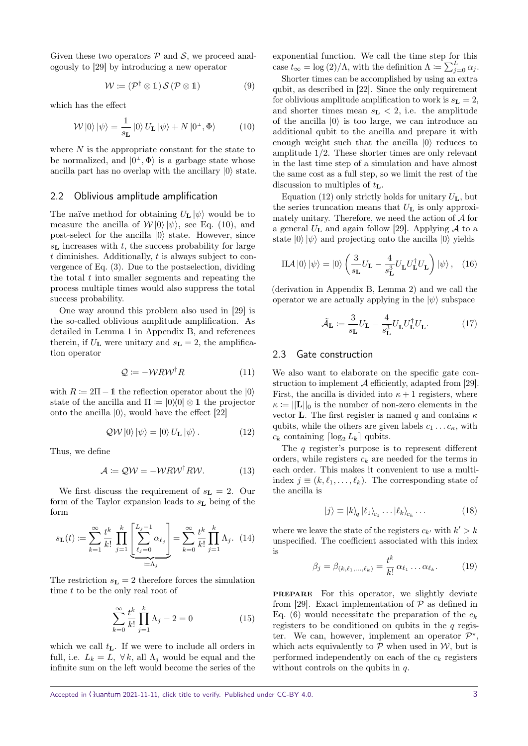Given these two operators $\mathcal{P}$ and $\mathcal{S}$, we proceed analogously to [29] by introducing a new operator

$$\mathcal{W} := (\mathcal{P}^\dagger \otimes \mathbb{1})\, \mathcal{S}\, (\mathcal{P} \otimes \mathbb{1}) \tag{9}$$

which has the effect

$$\mathcal{W}\,|0\rangle\,|\psi\rangle = \frac{1}{s_\mathbf{L}}\,|0\rangle\, U_\mathbf{L}\,|\psi\rangle + N\,|0^\perp, \Phi\rangle \tag{10}$$

where $N$ is the appropriate constant for the state to be normalized, and $|0^\perp, \Phi\rangle$ is a garbage state whose ancilla part has no overlap with the ancillary $|0\rangle$ state.

## 2.2 Oblivious amplitude amplification

The naïve method for obtaining $U_\mathbf{L}\,|\psi\rangle$ would be to measure the ancilla of $\mathcal{W}\,|0\rangle\,|\psi\rangle$, see Eq. (10), and post-select for the ancilla $|0\rangle$ state. However, since $s_\mathbf{L}$ increases with $t$, the success probability for large $t$ diminishes. Additionally, $t$ is always subject to convergence of Eq. (3). Due to the postselection, dividing the total $t$ into smaller segments and repeating the process multiple times would also suppress the total success probability.

One way around this problem also used in [29] is the so-called oblivious amplitude amplification. As detailed in Lemma 1 in Appendix B, and references therein, if $U_\mathbf{L}$ were unitary and $s_\mathbf{L} = 2$, the amplification operator

$$\mathcal{Q} := -\mathcal{W} R \mathcal{W}^\dagger R \tag{11}$$

with $R := 2\Pi - \mathbb{1}$ the reflection operator about the $|0\rangle$ state of the ancilla and $\Pi := |0\rangle\!\langle 0| \otimes \mathbb{1}$ the projector onto the ancilla $|0\rangle$, would have the effect [22]

$$\mathcal{Q}\mathcal{W}\,|0\rangle\,|\psi\rangle = |0\rangle\, U_\mathbf{L}\,|\psi\rangle\,. \tag{12}$$

Thus, we define

$$\mathcal{A} := \mathcal{Q}\mathcal{W} = -\mathcal{W} R \mathcal{W}^\dagger R \mathcal{W}. \tag{13}$$

We first discuss the requirement of $s_\mathbf{L} = 2$. Our form of the Taylor expansion leads to $s_\mathbf{L}$ being of the form

$$s_\mathbf{L}(t) := \sum_{k=1}^{\infty} \frac{t^k}{k!} \prod_{j=1}^{k} \underbrace{\left[\sum_{\ell_j=0}^{L_j-1} \alpha_{\ell_j}\right]}_{:=\Lambda_j} = \sum_{k=0}^{\infty} \frac{t^k}{k!} \prod_{j=1}^{k} \Lambda_j. \tag{14}$$

The restriction $s_\mathbf{L} = 2$ therefore forces the simulation time $t$ to be the only real root of

$$\sum_{k=0}^{\infty} \frac{t^k}{k!} \prod_{j=1}^{k} \Lambda_j - 2 = 0 \tag{15}$$

which we call $t_\mathbf{L}$. If we were to include all orders in full, i.e. $L_k = L,\ \forall\, k$, all $\Lambda_j$ would be equal and the infinite sum on the left would become the series of the exponential function. We call the time step for this case $t_\infty = \log(2)/\Lambda$, with the definition $\Lambda := \sum_{j=0}^{L} \alpha_j$.

Shorter times can be accomplished by using an extra qubit, as described in [22]. Since the only requirement for oblivious amplitude amplification to work is $s_\mathbf{L} = 2$, and shorter times mean $s_\mathbf{L} < 2$, i.e. the amplitude of the ancilla $|0\rangle$ is too large, we can introduce an additional qubit to the ancilla and prepare it with enough weight such that the ancilla $|0\rangle$ reduces to amplitude $1/2$. These shorter times are only relevant in the last time step of a simulation and have almost the same cost as a full step, so we limit the rest of the discussion to multiples of $t_\mathbf{L}$.

Equation (12) only strictly holds for unitary $U_\mathbf{L}$, but the series truncation means that $U_\mathbf{L}$ is only approximately unitary. Therefore, we need the action of $\mathcal{A}$ for a general $U_\mathbf{L}$ and again follow [29]. Applying $\mathcal{A}$ to a state $|0\rangle\,|\psi\rangle$ and projecting onto the ancilla $|0\rangle$ yields

$$\Pi \mathcal{A}\,|0\rangle\,|\psi\rangle = |0\rangle \left(\frac{3}{s_\mathbf{L}} U_\mathbf{L} - \frac{4}{s_\mathbf{L}^3} U_\mathbf{L} U_\mathbf{L}^\dagger U_\mathbf{L}\right) |\psi\rangle\,, \tag{16}$$

(derivation in Appendix B, Lemma 2) and we call the operator we are actually applying in the $|\psi\rangle$ subspace

$$\tilde{\mathcal{A}}_\mathbf{L} := \frac{3}{s_\mathbf{L}} U_\mathbf{L} - \frac{4}{s_\mathbf{L}^3} U_\mathbf{L} U_\mathbf{L}^\dagger U_\mathbf{L}. \tag{17}$$

## 2.3 Gate construction

We also want to elaborate on the specific gate construction to implement $\mathcal{A}$ efficiently, adapted from [29]. First, the ancilla is divided into $\kappa + 1$ registers, where $\kappa := ||\mathbf{L}||_0$ is the number of non-zero elements in the vector $\mathbf{L}$. The first register is named $q$ and contains $\kappa$ qubits, while the others are given labels $c_1 \ldots c_\kappa$, with $c_k$ containing $\lceil \log_2 L_k \rceil$ qubits.

The $q$ register's purpose is to represent different orders, while registers $c_k$ are needed for the terms in each order. This makes it convenient to use a multi-index $j \equiv (k, \ell_1, \ldots, \ell_k)$. The corresponding state of the ancilla is

$$|j\rangle \equiv |k\rangle_q\, |\ell_1\rangle_{c_1} \ldots |\ell_k\rangle_{c_k} \ldots \tag{18}$$

where we leave the state of the registers $c_{k'}$ with $k' > k$ unspecified. The coefficient associated with this index is

$$\beta_j = \beta_{(k,\ell_1,\ldots,\ell_k)} = \frac{t^k}{k!}\, \alpha_{\ell_1} \ldots \alpha_{\ell_k}. \tag{19}$$

**PREPARE** For this operator, we slightly deviate from [29]. Exact implementation of $\mathcal{P}$ as defined in Eq. (6) would necessitate the preparation of the $c_k$ registers to be conditioned on qubits in the $q$ register. We can, however, implement an operator $\mathcal{P}^\star$, which acts equivalently to $\mathcal{P}$ when used in $\mathcal{W}$, but is performed independently on each of the $c_k$ registers without controls on the qubits in $q$.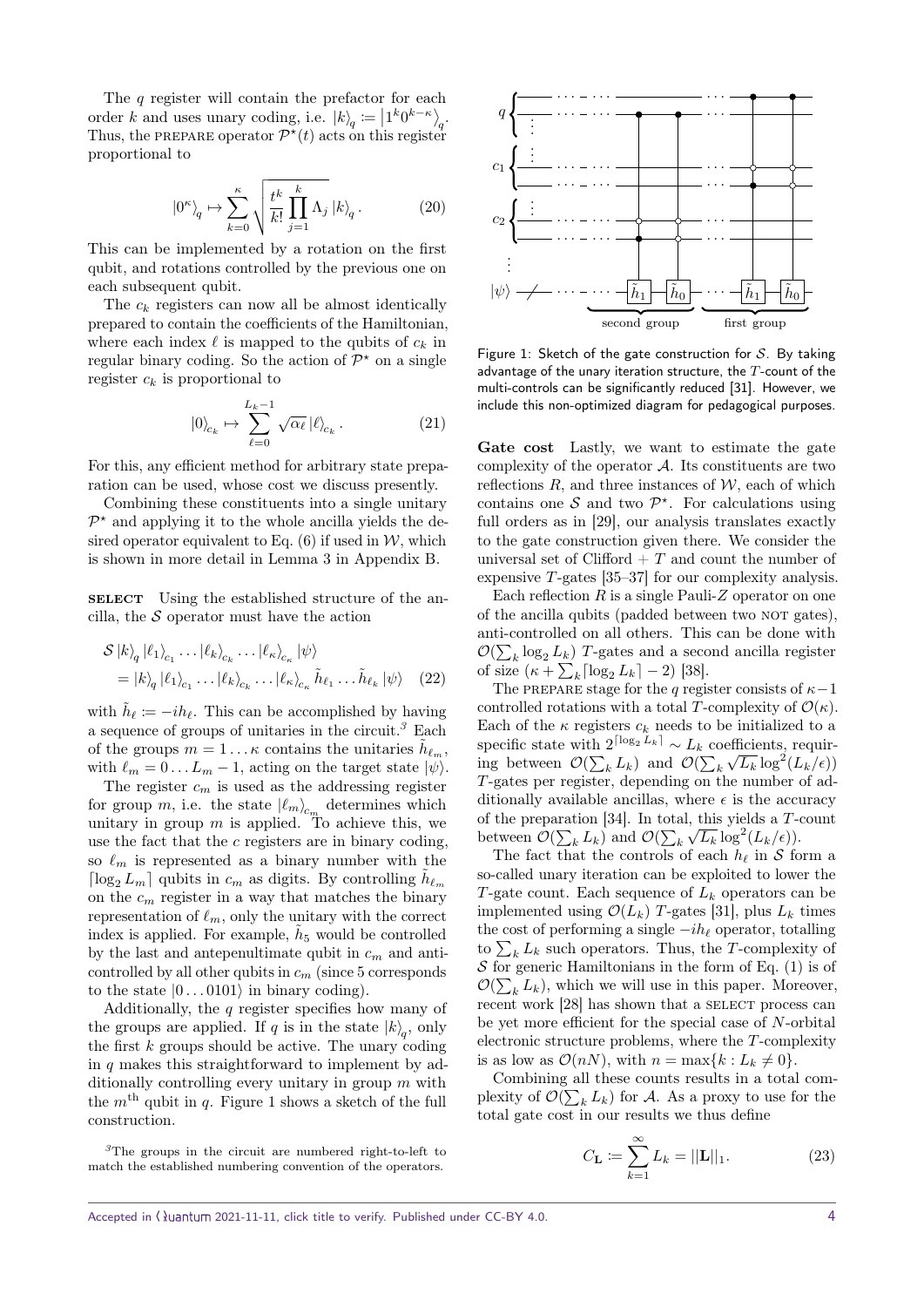The $q$ register will contain the prefactor for each order $k$ and uses unary coding, i.e. $|k\rangle_q := |1^k 0^{\kappa-k}\rangle_q$. Thus, the PREPARE operator $\mathcal{P}^\star(t)$ acts on this register proportional to

$$|0^\kappa\rangle_q \mapsto \sum_{k=0}^{\kappa} \sqrt{\frac{t^k}{k!} \prod_{j=1}^{k} \Lambda_j}\, |k\rangle_q . \tag{20}$$

This can be implemented by a rotation on the first qubit, and rotations controlled by the previous one on each subsequent qubit.

The $c_k$ registers can now all be almost identically prepared to contain the coefficients of the Hamiltonian, where each index $\ell$ is mapped to the qubits of $c_k$ in regular binary coding. So the action of $\mathcal{P}^\star$ on a single register $c_k$ is proportional to

$$|0\rangle_{c_k} \mapsto \sum_{\ell=0}^{L_k-1} \sqrt{\alpha_\ell}\, |\ell\rangle_{c_k} . \tag{21}$$

For this, any efficient method for arbitrary state preparation can be used, whose cost we discuss presently.

Combining these constituents into a single unitary $\mathcal{P}^\star$ and applying it to the whole ancilla yields the desired operator equivalent to Eq. (6) if used in $\mathcal{W}$, which is shown in more detail in Lemma 3 in Appendix B.

**SELECT** Using the established structure of the ancilla, the $\mathcal{S}$ operator must have the action

$$\begin{aligned} &\mathcal{S}\, |k\rangle_q |\ell_1\rangle_{c_1} \ldots |\ell_k\rangle_{c_k} \ldots |\ell_\kappa\rangle_{c_\kappa} |\psi\rangle \\ &= |k\rangle_q |\ell_1\rangle_{c_1} \ldots |\ell_k\rangle_{c_k} \ldots |\ell_\kappa\rangle_{c_\kappa} \tilde{h}_{\ell_1} \ldots \tilde{h}_{\ell_k} |\psi\rangle \end{aligned} \tag{22}$$

with $\tilde{h}_\ell := -ih_\ell$. This can be accomplished by having a sequence of groups of unitaries in the circuit.[3] Each of the groups $m = 1 \ldots \kappa$ contains the unitaries $\tilde{h}_{\ell_m}$, with $\ell_m = 0 \ldots L_m - 1$, acting on the target state $|\psi\rangle$.

The register $c_m$ is the addressing register for group $m$, i.e. the state $|\ell_m\rangle_{c_m}$ determines which unitary in group $m$ is applied. To achieve this, we use the fact that the $c$ registers are in binary coding, so $\ell_m$ is represented as a binary number with the $\lceil \log_2 L_m \rceil$ qubits in $c_m$ as digits. By controlling $\tilde{h}_{\ell_m}$ on the $c_m$ register in a way that matches the binary representation of $\ell_m$, only the unitary with the correct index is applied. For example, $\tilde{h}_5$ would be controlled by the last and antepenultimate qubit in $c_m$ and anti-controlled by all other qubits in $c_m$ (since 5 corresponds to the state $|0 \ldots 0101\rangle$ in binary coding).

Additionally, the $q$ register specifies how many of the groups are applied. If $q$ is in the state $|k\rangle_q$, only the first $k$ groups should be active. The unary coding in $q$ makes this straightforward to implement by additionally controlling every unitary in group $m$ with the $m^{\text{th}}$ qubit in $q$. Figure 1 shows a sketch of the full construction.

[3] The groups in the circuit are numbered right-to-left to match the established numbering convention of the operators.

Figure 1: Sketch of the gate construction for $\mathcal{S}$. By taking advantage of the unary iteration structure, the $T$-count of the multi-controls can be significantly reduced [31]. However, we include this non-optimized diagram for pedagogical purposes.

**Gate cost** Lastly, we want to estimate the gate complexity of the operator $\mathcal{A}$. Its constituents are two reflections $R$, and three instances of $\mathcal{W}$, each of which contains one $\mathcal{S}$ and two $\mathcal{P}^\star$. For calculations using full orders as in [29], our analysis translates exactly to the gate construction given there. We consider the universal set of Clifford + $T$ and count the number of expensive $T$-gates [35–37] for our complexity analysis.

Each reflection $R$ is a single Pauli-$Z$ operator on one of the ancilla qubits (padded between two NOT gates), anti-controlled on all others. This can be done with $\mathcal{O}(\sum_k \log_2 L_k)$ $T$-gates and a second ancilla register of size $(\kappa + \sum_k \lceil \log_2 L_k \rceil - 2)$ [38].

The PREPARE stage for the $q$ register consists of $\kappa - 1$ controlled rotations with a total $T$-complexity of $\mathcal{O}(\kappa)$. Each of the $\kappa$ registers $c_k$ needs to be initialized to a specific state with $2^{\lceil \log_2 L_k \rceil} \sim L_k$ coefficients, requiring between $\mathcal{O}(\sum_k L_k)$ and $\mathcal{O}(\sum_k \sqrt{L_k} \log^2(L_k/\epsilon))$ $T$-gates per register, depending on the number of additionally available ancillas, where $\epsilon$ is the accuracy of the preparation [34]. In total, this yields a $T$-count between $\mathcal{O}(\sum_k L_k)$ and $\mathcal{O}(\sum_k \sqrt{L_k} \log^2(L_k/\epsilon))$.

The fact that the controls of each $h_\ell$ in $\mathcal{S}$ form a so-called unary iteration can be exploited to lower the $T$-gate count. Each sequence of $L_k$ operators can be implemented using $\mathcal{O}(L_k)$ $T$-gates [31], plus $L_k$ times the cost of performing a single $-ih_\ell$ operator, totalling to $\sum_k L_k$ such operators. Thus, the $T$-complexity of $\mathcal{S}$ for generic Hamiltonians in the form of Eq. (1) is of $\mathcal{O}(\sum_k L_k)$, which we will use in this paper. Moreover, recent work [28] has shown that a SELECT process can be yet more efficient for the special case of $N$-orbital electronic structure problems, where the $T$-complexity is as low as $\mathcal{O}(nN)$, with $n = \max\{k : L_k \neq 0\}$.

Combining all these counts results in a total complexity of $\mathcal{O}(\sum_k L_k)$ for $\mathcal{A}$. As a proxy to use for the total gate cost in our results we thus define

$$C_{\mathbf{L}} := \sum_{k=1}^{\infty} L_k = ||\mathbf{L}||_1 . \tag{23}$$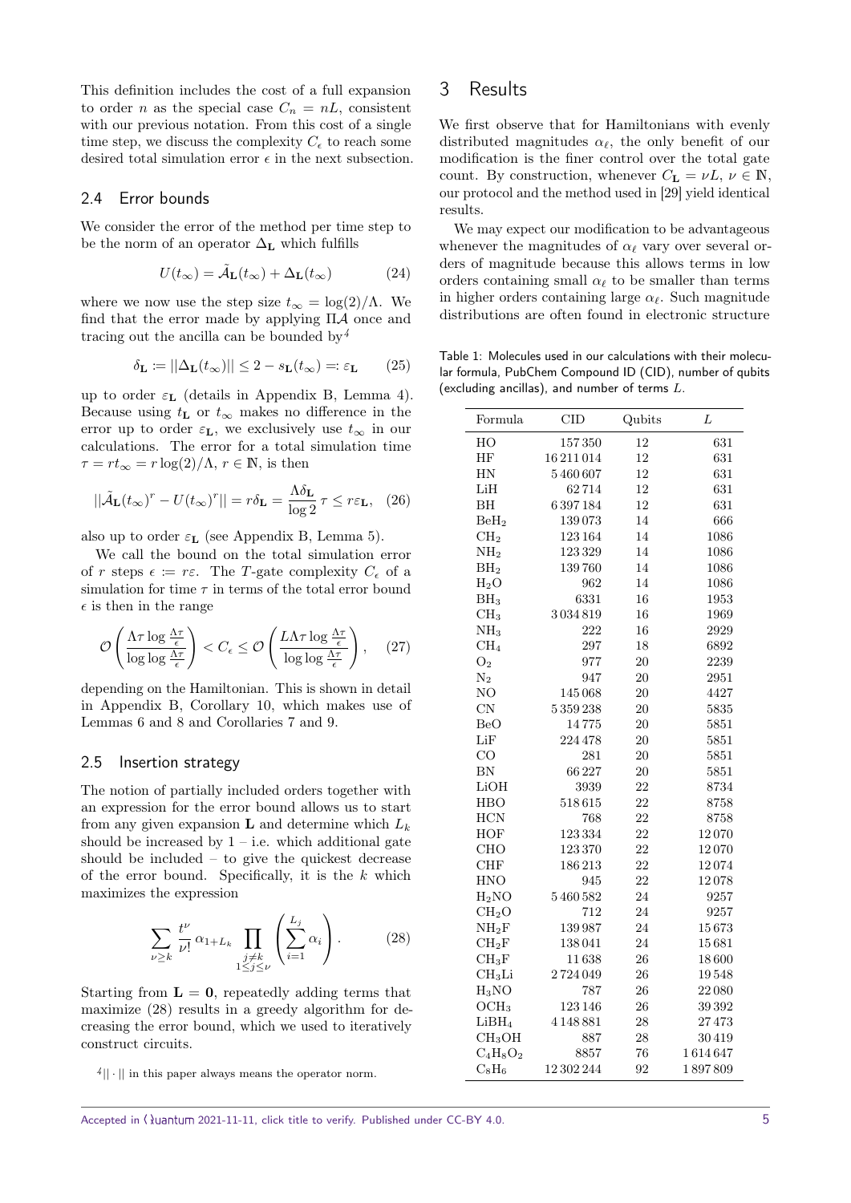This definition includes the cost of a full expansion to order $n$ as the special case $C_n = nL$, consistent with our previous notation. From this cost of a single time step, we discuss the complexity $C_\epsilon$ to reach some desired total simulation error $\epsilon$ in the next subsection.

### 2.4 Error bounds

We consider the error of the method per time step to be the norm of an operator $\Delta_\mathbf{L}$ which fulfills

$$U(t_\infty) = \tilde{\mathcal{A}}_\mathbf{L}(t_\infty) + \Delta_\mathbf{L}(t_\infty) \tag{24}$$

where we now use the step size $t_\infty = \log(2)/\Lambda$. We find that the error made by applying $\Pi\mathcal{A}$ once and tracing out the ancilla can be bounded by[4]

$$\delta_\mathbf{L} := ||\Delta_\mathbf{L}(t_\infty)|| \leq 2 - s_\mathbf{L}(t_\infty) =: \varepsilon_\mathbf{L} \tag{25}$$

up to order $\varepsilon_\mathbf{L}$ (details in Appendix B, Lemma 4). Because using $t_\mathbf{L}$ or $t_\infty$ makes no difference in the error up to order $\varepsilon_\mathbf{L}$, we exclusively use $t_\infty$ in our calculations. The error for a total simulation time $\tau = rt_\infty = r\log(2)/\Lambda$, $r \in \mathbb{N}$, is then

$$||\tilde{\mathcal{A}}_\mathbf{L}(t_\infty)^r - U(t_\infty)^r|| = r\delta_\mathbf{L} = \frac{\Lambda\delta_\mathbf{L}}{\log 2}\tau \leq r\varepsilon_\mathbf{L}, \tag{26}$$

also up to order $\varepsilon_\mathbf{L}$ (see Appendix B, Lemma 5).

We call the bound on the total simulation error of $r$ steps $\epsilon := r\varepsilon$. The $T$-gate complexity $C_\epsilon$ of a simulation for time $\tau$ in terms of the total error bound $\epsilon$ is then in the range

$$\mathcal{O}\left(\frac{\Lambda\tau\log\frac{\Lambda\tau}{\epsilon}}{\log\log\frac{\Lambda\tau}{\epsilon}}\right) < C_\epsilon \leq \mathcal{O}\left(\frac{L\Lambda\tau\log\frac{\Lambda\tau}{\epsilon}}{\log\log\frac{\Lambda\tau}{\epsilon}}\right), \tag{27}$$

depending on the Hamiltonian. This is shown in detail in Appendix B, Corollary 10, which makes use of Lemmas 6 and 8 and Corollaries 7 and 9.

### 2.5 Insertion strategy

The notion of partially included orders together with an expression for the error bound allows us to start from any given expansion $\mathbf{L}$ and determine which $L_k$ should be increased by 1 – i.e. which additional gate should be included – to give the quickest decrease of the error bound. Specifically, it is the $k$ which maximizes the expression

$$\sum_{\nu \geq k} \frac{t^\nu}{\nu!}\alpha_{1+L_k} \prod_{\substack{j \neq k \\ 1 \leq j \leq \nu}} \left(\sum_{i=1}^{L_j} \alpha_i\right). \tag{28}$$

Starting from $\mathbf{L} = \mathbf{0}$, repeatedly adding terms that maximize (28) results in a greedy algorithm for decreasing the error bound, which we used to iteratively construct circuits.

[4] $||\cdot||$ in this paper always means the operator norm.

## 3 Results

We first observe that for Hamiltonians with evenly distributed magnitudes $\alpha_\ell$, the only benefit of our modification is the finer control over the total gate count. By construction, whenever $C_\mathbf{L} = \nu L$, $\nu \in \mathbb{N}$, our protocol and the method used in [29] yield identical results.

We may expect our modification to be advantageous whenever the magnitudes of $\alpha_\ell$ vary over several orders of magnitude because this allows terms in low orders containing small $\alpha_\ell$ to be smaller than terms in higher orders containing large $\alpha_\ell$. Such magnitude distributions are often found in electronic structure

Table 1: Molecules used in our calculations with their molecular formula, PubChem Compound ID (CID), number of qubits (excluding ancillas), and number of terms $L$.

| Formula | CID | Qubits | $L$ |
|---|---|---|---|
| HO | 157 350 | 12 | 631 |
| HF | 16 211 014 | 12 | 631 |
| HN | 5 460 607 | 12 | 631 |
| LiH | 62 714 | 12 | 631 |
| BH | 6 397 184 | 12 | 631 |
| $BeH_2$ | 139 073 | 14 | 666 |
| $CH_2$ | 123 164 | 14 | 1086 |
| $NH_2$ | 123 329 | 14 | 1086 |
| $BH_2$ | 139 760 | 14 | 1086 |
| $H_2O$ | 962 | 14 | 1086 |
| $BH_3$ | 6331 | 16 | 1953 |
| $CH_3$ | 3 034 819 | 16 | 1969 |
| $NH_3$ | 222 | 16 | 2929 |
| $CH_4$ | 297 | 18 | 6892 |
| $O_2$ | 977 | 20 | 2239 |
| $N_2$ | 947 | 20 | 2951 |
| NO | 145 068 | 20 | 4427 |
| CN | 5 359 238 | 20 | 5835 |
| BeO | 14 775 | 20 | 5851 |
| LiF | 224 478 | 20 | 5851 |
| CO | 281 | 20 | 5851 |
| BN | 66 227 | 20 | 5851 |
| LiOH | 3939 | 22 | 8734 |
| HBO | 518 615 | 22 | 8758 |
| HCN | 768 | 22 | 8758 |
| HOF | 123 334 | 22 | 12 070 |
| CHO | 123 370 | 22 | 12 070 |
| CHF | 186 213 | 22 | 12 074 |
| HNO | 945 | 22 | 12 078 |
| $H_2NO$ | 5 460 582 | 24 | 9257 |
| $CH_2O$ | 712 | 24 | 9257 |
| $NH_2F$ | 139 987 | 24 | 15 673 |
| $CH_2F$ | 138 041 | 24 | 15 681 |
| $CH_3F$ | 11 638 | 26 | 18 600 |
| $CH_3Li$ | 2 724 049 | 26 | 19 548 |
| $H_3NO$ | 787 | 26 | 22 080 |
| $OCH_3$ | 123 146 | 26 | 39 392 |
| $LiBH_4$ | 4 148 881 | 28 | 27 473 |
| $CH_3OH$ | 887 | 28 | 30 419 |
| $C_4H_8O_2$ | 8857 | 76 | 1 614 647 |
| $C_8H_6$ | 12 302 244 | 92 | 1 897 809 |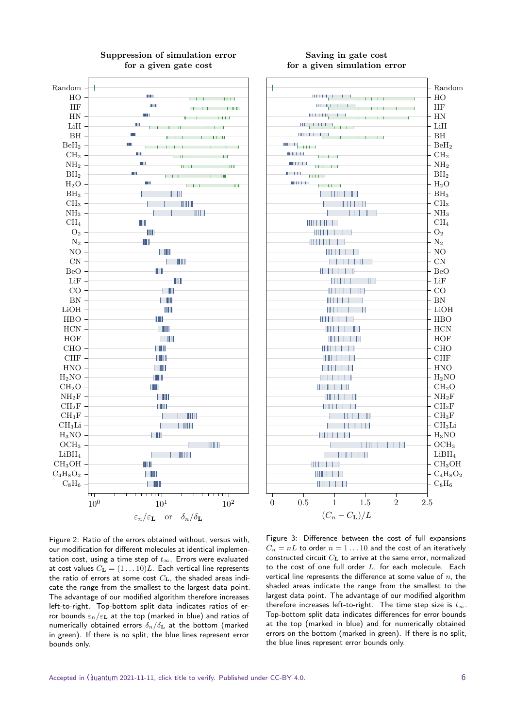Figure 2: Ratio of the errors obtained without, versus with, our modification for different molecules at identical implementation cost, using a time step of $t_\infty$. Errors were evaluated at cost values $C_\mathbf{L} = (1 \ldots 10)L$. Each vertical line represents the ratio of errors at some cost $C_\mathbf{L}$, the shaded areas indicate the range from the smallest to the largest data point. The advantage of our modified algorithm therefore increases left-to-right. Top-bottom split data indicates ratios of error bounds $\varepsilon_n/\varepsilon_\mathbf{L}$ at the top (marked in blue) and ratios of numerically obtained errors $\delta_n/\delta_\mathbf{L}$ at the bottom (marked in green). If there is no split, the blue lines represent error bounds only.

Figure 3: Difference between the cost of full expansions $C_n = nL$ to order $n = 1 \ldots 10$ and the cost of an iteratively constructed circuit $C_\mathbf{L}$ to arrive at the same error, normalized to the cost of one full order $L$, for each molecule. Each vertical line represents the difference at some value of $n$, the shaded areas indicate the range from the smallest to the largest data point. The advantage of our modified algorithm therefore increases left-to-right. The time step size is $t_\infty$. Top-bottom split data indicates differences for error bounds at the top (marked in blue) and for numerically obtained errors on the bottom (marked in green). If there is no split, the blue lines represent error bounds only.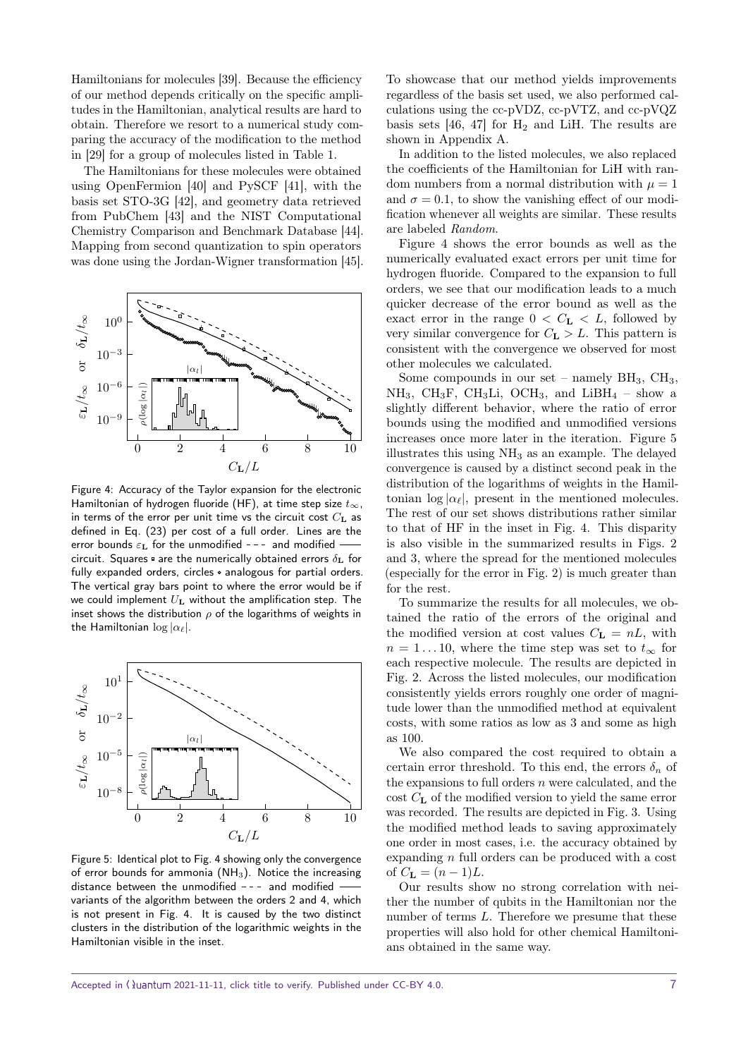Hamiltonians for molecules [39]. Because the efficiency of our method depends critically on the specific amplitudes in the Hamiltonian, analytical results are hard to obtain. Therefore we resort to a numerical study comparing the accuracy of the modification to the method in [29] for a group of molecules listed in Table 1.

The Hamiltonians for these molecules were obtained using OpenFermion [40] and PySCF [41], with the basis set STO-3G [42], and geometry data retrieved from PubChem [43] and the NIST Computational Chemistry Comparison and Benchmark Database [44]. Mapping from second quantization to spin operators was done using the Jordan-Wigner transformation [45].

Figure 4: Accuracy of the Taylor expansion for the electronic Hamiltonian of hydrogen fluoride (HF), at time step size $t_\infty$, in terms of the error per unit time vs the circuit cost $C_\mathbf{L}$ as defined in Eq. (23) per cost of a full order. Lines are the error bounds $\varepsilon_\mathbf{L}$ for the unmodified - - - and modified —— circuit. Squares are the numerically obtained errors $\delta_\mathbf{L}$ for fully expanded orders, circles analogous for partial orders. The vertical gray bars point to where the error would be if we could implement $U_\mathbf{L}$ without the amplification step. The inset shows the distribution $\rho$ of the logarithms of weights in the Hamiltonian $\log|\alpha_\ell|$.

Figure 5: Identical plot to Fig. 4 showing only the convergence of error bounds for ammonia ($NH_3$). Notice the increasing distance between the unmodified - - - and modified —— variants of the algorithm between the orders 2 and 4, which is not present in Fig. 4. It is caused by the two distinct clusters in the distribution of the logarithmic weights in the Hamiltonian visible in the inset.

To showcase that our method yields improvements regardless of the basis set used, we also performed calculations using the cc-pVDZ, cc-pVTZ, and cc-pVQZ basis sets [46, 47] for $H_2$ and LiH. The results are shown in Appendix A.

In addition to the listed molecules, we also replaced the coefficients of the Hamiltonian for LiH with random numbers from a normal distribution with $\mu = 1$ and $\sigma = 0.1$, to show the vanishing effect of our modification whenever all weights are similar. These results are labeled *Random*.

Figure 4 shows the error bounds as well as the numerically evaluated exact errors per unit time for hydrogen fluoride. Compared to the expansion to full orders, we see that our modification leads to a much quicker decrease of the error bound as well as the exact error in the range $0 < C_\mathbf{L} < L$, followed by very similar convergence for $C_\mathbf{L} > L$. This pattern is consistent with the convergence we observed for most other molecules we calculated.

Some compounds in our set – namely $BH_3$, $CH_3$, $NH_3$, $CH_3F$, $CH_3Li$, $OCH_3$, and $LiBH_4$ – show a slightly different behavior, where the ratio of error bounds using the modified and unmodified versions increases once more later in the iteration. Figure 5 illustrates this using $NH_3$ as an example. The delayed convergence is caused by a distinct second peak in the distribution of the logarithms of weights in the Hamiltonian $\log|\alpha_\ell|$, present in the mentioned molecules. The rest of our set shows distributions rather similar to that of HF in the inset in Fig. 4. This disparity is also visible in the summarized results in Figs. 2 and 3, where the spread for the mentioned molecules (especially for the error in Fig. 2) is much greater than for the rest.

To summarize the results for all molecules, we obtained the ratio of the errors of the original and the modified version at cost values $C_\mathbf{L} = nL$, with $n = 1 \ldots 10$, where the time step was set to $t_\infty$ for each respective molecule. The results are depicted in Fig. 2. Across the listed molecules, our modification consistently yields errors roughly one order of magnitude lower than the unmodified method at equivalent costs, with some ratios as low as 3 and some as high as 100.

We also compared the cost required to obtain a certain error threshold. To this end, the errors $\delta_n$ of the expansions to full orders $n$ were calculated, and the cost $C_\mathbf{L}$ of the modified version to yield the same error was recorded. The results are depicted in Fig. 3. Using the modified method leads to saving approximately one order in most cases, i.e. the accuracy obtained by expanding $n$ full orders can be produced with a cost of $C_\mathbf{L} = (n-1)L$.

Our results show no strong correlation with neither the number of qubits in the Hamiltonian nor the number of terms $L$. Therefore we presume that these properties will also hold for other chemical Hamiltonians obtained in the same way.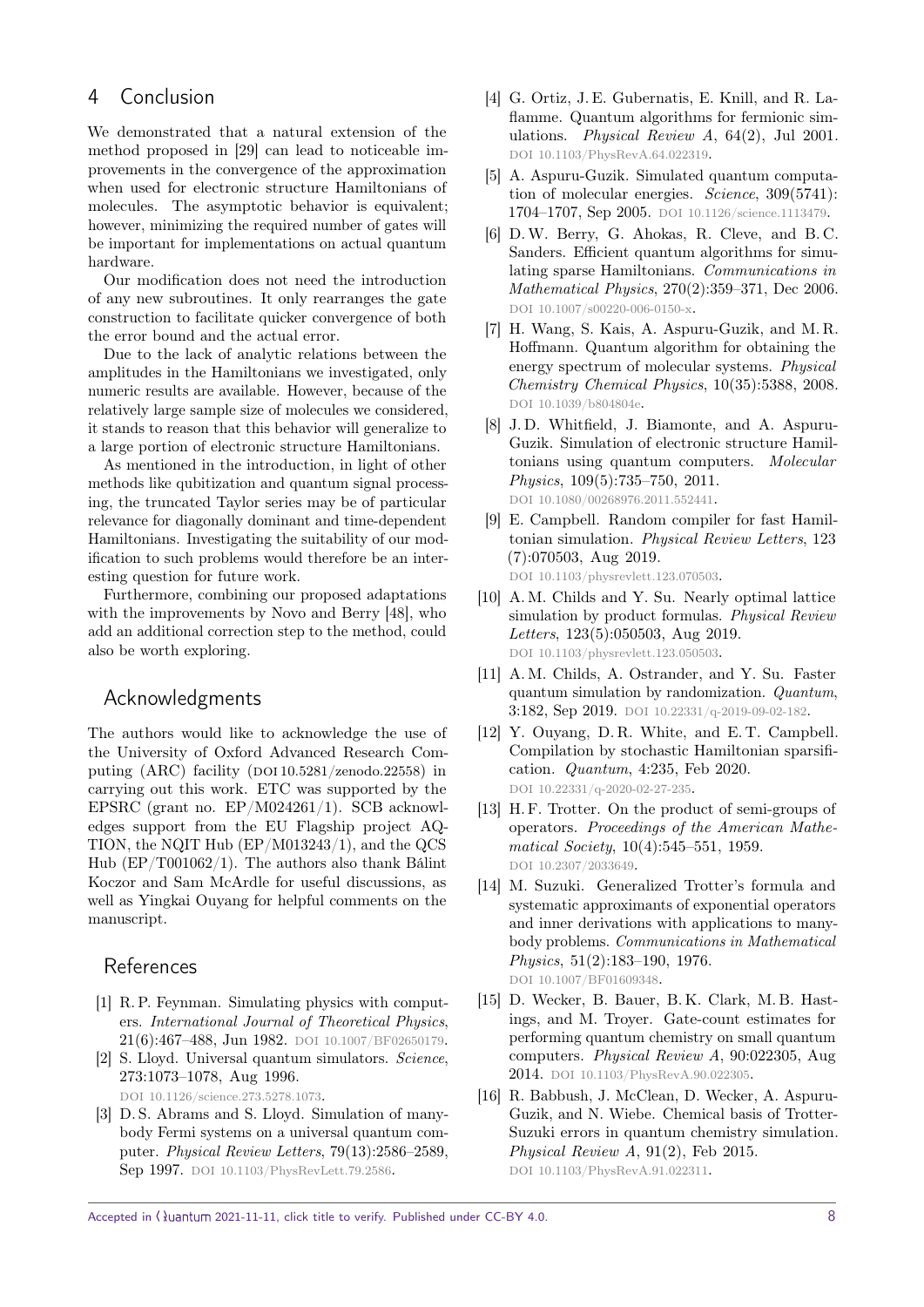## 4 Conclusion

We demonstrated that a natural extension of the method proposed in [29] can lead to noticeable improvements in the convergence of the approximation when used for electronic structure Hamiltonians of molecules. The asymptotic behavior is equivalent; however, minimizing the required number of gates will be important for implementations on actual quantum hardware.

Our modification does not need the introduction of any new subroutines. It only rearranges the gate construction to facilitate quicker convergence of both the error bound and the actual error.

Due to the lack of analytic relations between the amplitudes in the Hamiltonians we investigated, only numeric results are available. However, because of the relatively large sample size of molecules we considered, it stands to reason that this behavior will generalize to a large portion of electronic structure Hamiltonians.

As mentioned in the introduction, in light of other methods like qubitization and quantum signal processing, the truncated Taylor series may be of particular relevance for diagonally dominant and time-dependent Hamiltonians. Investigating the suitability of our modification to such problems would therefore be an interesting question for future work.

Furthermore, combining our proposed adaptations with the improvements by Novo and Berry [48], who add an additional correction step to the method, could also be worth exploring.

## Acknowledgments

The authors would like to acknowledge the use of the University of Oxford Advanced Research Computing (ARC) facility (DOI 10.5281/zenodo.22558) in carrying out this work. This work was supported by the EPSRC (grant no. EP/M024261/1). SCB acknowledges support from the EU Flagship project AQTION, the NQIT Hub (EP/M013243/1), and the QCS Hub (EP/T001062/1). The authors also thank Bálint Koczor and Sam McArdle for useful discussions, as well as Yingkai Ouyang for helpful comments on the manuscript.

## References

[1] R. P. Feynman. Simulating physics with computers. *International Journal of Theoretical Physics*, 21(6):467–488, Jun 1982. DOI 10.1007/BF02650179.

[2] S. Lloyd. Universal quantum simulators. *Science*, 273:1073–1078, Aug 1996. DOI 10.1126/science.273.5278.1073.

[3] D. S. Abrams and S. Lloyd. Simulation of many-body Fermi systems on a universal quantum computer. *Physical Review Letters*, 79(13):2586–2589, Sep 1997. DOI 10.1103/PhysRevLett.79.2586.

[4] G. Ortiz, J. E. Gubernatis, E. Knill, and R. Laflamme. Quantum algorithms for fermionic simulations. *Physical Review A*, 64(2), Jul 2001. DOI 10.1103/PhysRevA.64.022319.

[5] A. Aspuru-Guzik. Simulated quantum computation of molecular energies. *Science*, 309(5741): 1704–1707, Sep 2005. DOI 10.1126/science.1113479.

[6] D. W. Berry, G. Ahokas, R. Cleve, and B. C. Sanders. Efficient quantum algorithms for simulating sparse Hamiltonians. *Communications in Mathematical Physics*, 270(2):359–371, Dec 2006. DOI 10.1007/s00220-006-0150-x.

[7] H. Wang, S. Kais, A. Aspuru-Guzik, and M. R. Hoffmann. Quantum algorithm for obtaining the energy spectrum of molecular systems. *Physical Chemistry Chemical Physics*, 10(35):5388, 2008. DOI 10.1039/b804804e.

[8] J. D. Whitfield, J. Biamonte, and A. Aspuru-Guzik. Simulation of electronic structure Hamiltonians using quantum computers. *Molecular Physics*, 109(5):735–750, 2011. DOI 10.1080/00268976.2011.552441.

[9] E. Campbell. Random compiler for fast Hamiltonian simulation. *Physical Review Letters*, 123 (7):070503, Aug 2019. DOI 10.1103/physrevlett.123.070503.

[10] A. M. Childs and Y. Su. Nearly optimal lattice simulation by product formulas. *Physical Review Letters*, 123(5):050503, Aug 2019. DOI 10.1103/physrevlett.123.050503.

[11] A. M. Childs, A. Ostrander, and Y. Su. Faster quantum simulation by randomization. *Quantum*, 3:182, Sep 2019. DOI 10.22331/q-2019-09-02-182.

[12] Y. Ouyang, D. R. White, and E. T. Campbell. Compilation by stochastic Hamiltonian sparsification. *Quantum*, 4:235, Feb 2020. DOI 10.22331/q-2020-02-27-235.

[13] H. F. Trotter. On the product of semi-groups of operators. *Proceedings of the American Mathematical Society*, 10(4):545–551, 1959. DOI 10.2307/2033649.

[14] M. Suzuki. Generalized Trotter's formula and systematic approximants of exponential operators and inner derivations with applications to many-body problems. *Communications in Mathematical Physics*, 51(2):183–190, 1976. DOI 10.1007/BF01609348.

[15] D. Wecker, B. Bauer, B. K. Clark, M. B. Hastings, and M. Troyer. Gate-count estimates for performing quantum chemistry on small quantum computers. *Physical Review A*, 90:022305, Aug 2014. DOI 10.1103/PhysRevA.90.022305.

[16] R. Babbush, J. McClean, D. Wecker, A. Aspuru-Guzik, and N. Wiebe. Chemical basis of Trotter-Suzuki errors in quantum chemistry simulation. *Physical Review A*, 91(2), Feb 2015. DOI 10.1103/PhysRevA.91.022311.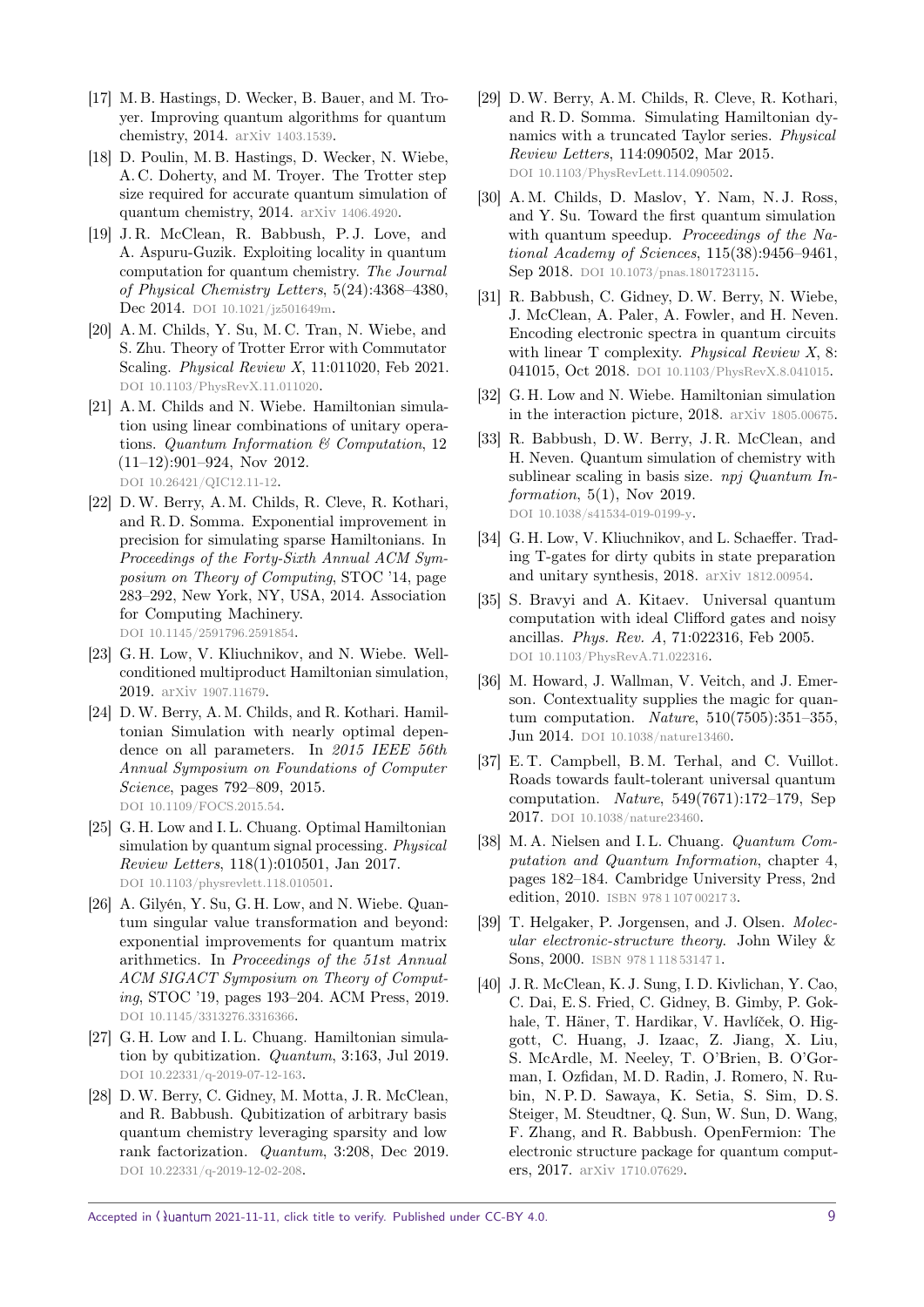[17] M. B. Hastings, D. Wecker, B. Bauer, and M. Troyer. Improving quantum algorithms for quantum chemistry, 2014. arXiv 1403.1539.

[18] D. Poulin, M. B. Hastings, D. Wecker, N. Wiebe, A. C. Doherty, and M. Troyer. The Trotter step size required for accurate quantum simulation of quantum chemistry, 2014. arXiv 1406.4920.

[19] J. R. McClean, R. Babbush, P. J. Love, and A. Aspuru-Guzik. Exploiting locality in quantum computation for quantum chemistry. *The Journal of Physical Chemistry Letters*, 5(24):4368–4380, Dec 2014. DOI 10.1021/jz501649m.

[20] A. M. Childs, Y. Su, M. C. Tran, N. Wiebe, and S. Zhu. Theory of Trotter Error with Commutator Scaling. *Physical Review X*, 11:011020, Feb 2021. DOI 10.1103/PhysRevX.11.011020.

[21] A. M. Childs and N. Wiebe. Hamiltonian simulation using linear combinations of unitary operations. *Quantum Information & Computation*, 12 (11–12):901–924, Nov 2012. DOI 10.26421/QIC12.11-12.

[22] D. W. Berry, A. M. Childs, R. Cleve, R. Kothari, and R. D. Somma. Exponential improvement in precision for simulating sparse Hamiltonians. In *Proceedings of the Forty-Sixth Annual ACM Symposium on Theory of Computing*, STOC '14, page 283–292, New York, NY, USA, 2014. Association for Computing Machinery. DOI 10.1145/2591796.2591854.

[23] G. H. Low, V. Kliuchnikov, and N. Wiebe. Well-conditioned multiproduct Hamiltonian simulation, 2019. arXiv 1907.11679.

[24] D. W. Berry, A. M. Childs, and R. Kothari. Hamiltonian Simulation with nearly optimal dependence on all parameters. In *2015 IEEE 56th Annual Symposium on Foundations of Computer Science*, pages 792–809, 2015. DOI 10.1109/FOCS.2015.54.

[25] G. H. Low and I. L. Chuang. Optimal Hamiltonian simulation by quantum signal processing. *Physical Review Letters*, 118(1):010501, Jan 2017. DOI 10.1103/physrevlett.118.010501.

[26] A. Gilyén, Y. Su, G. H. Low, and N. Wiebe. Quantum singular value transformation and beyond: exponential improvements for quantum matrix arithmetics. In *Proceedings of the 51st Annual ACM SIGACT Symposium on Theory of Computing*, STOC '19, pages 193–204. ACM Press, 2019. DOI 10.1145/3313276.3316366.

[27] G. H. Low and I. L. Chuang. Hamiltonian simulation by qubitization. *Quantum*, 3:163, Jul 2019. DOI 10.22331/q-2019-07-12-163.

[28] D. W. Berry, C. Gidney, M. Motta, J. R. McClean, and R. Babbush. Qubitization of arbitrary basis quantum chemistry leveraging sparsity and low rank factorization. *Quantum*, 3:208, Dec 2019. DOI 10.22331/q-2019-12-02-208.

[29] D. W. Berry, A. M. Childs, R. Cleve, R. Kothari, and R. D. Somma. Simulating Hamiltonian dynamics with a truncated Taylor series. *Physical Review Letters*, 114:090502, Mar 2015. DOI 10.1103/PhysRevLett.114.090502.

[30] A. M. Childs, D. Maslov, Y. Nam, N. J. Ross, and Y. Su. Toward the first quantum simulation with quantum speedup. *Proceedings of the National Academy of Sciences*, 115(38):9456–9461, Sep 2018. DOI 10.1073/pnas.1801723115.

[31] R. Babbush, C. Gidney, D. W. Berry, N. Wiebe, J. McClean, A. Paler, A. Fowler, and H. Neven. Encoding electronic spectra in quantum circuits with linear T complexity. *Physical Review X*, 8: 041015, Oct 2018. DOI 10.1103/PhysRevX.8.041015.

[32] G. H. Low and N. Wiebe. Hamiltonian simulation in the interaction picture, 2018. arXiv 1805.00675.

[33] R. Babbush, D. W. Berry, J. R. McClean, and H. Neven. Quantum simulation of chemistry with sublinear scaling in basis size. *npj Quantum Information*, 5(1), Nov 2019. DOI 10.1038/s41534-019-0199-y.

[34] G. H. Low, V. Kliuchnikov, and L. Schaeffer. Trading T-gates for dirty qubits in state preparation and unitary synthesis, 2018. arXiv 1812.00954.

[35] S. Bravyi and A. Kitaev. Universal quantum computation with ideal Clifford gates and noisy ancillas. *Phys. Rev. A*, 71:022316, Feb 2005. DOI 10.1103/PhysRevA.71.022316.

[36] M. Howard, J. Wallman, V. Veitch, and J. Emerson. Contextuality supplies the magic for quantum computation. *Nature*, 510(7505):351–355, Jun 2014. DOI 10.1038/nature13460.

[37] E. T. Campbell, B. M. Terhal, and C. Vuillot. Roads towards fault-tolerant universal quantum computation. *Nature*, 549(7671):172–179, Sep 2017. DOI 10.1038/nature23460.

[38] M. A. Nielsen and I. L. Chuang. *Quantum Computation and Quantum Information*, chapter 4, pages 182–184. Cambridge University Press, 2nd edition, 2010. ISBN 978 1 107 00217 3.

[39] T. Helgaker, P. Jorgensen, and J. Olsen. *Molecular electronic-structure theory*. John Wiley & Sons, 2000. ISBN 978 1 118 53147 1.

[40] J. R. McClean, K. J. Sung, I. D. Kivlichan, Y. Cao, C. Dai, E. S. Fried, C. Gidney, B. Gimby, P. Gokhale, T. Häner, T. Hardikar, V. Havlíček, O. Higgott, C. Huang, J. Izaac, Z. Jiang, X. Liu, S. McArdle, M. Neeley, T. O'Brien, B. O'Gorman, I. Ozfidan, M. D. Radin, J. Romero, N. Rubin, N. P. D. Sawaya, K. Setia, S. Sim, D. S. Steiger, M. Steudtner, Q. Sun, W. Sun, D. Wang, F. Zhang, and R. Babbush. OpenFermion: The electronic structure package for quantum computers, 2017. arXiv 1710.07629.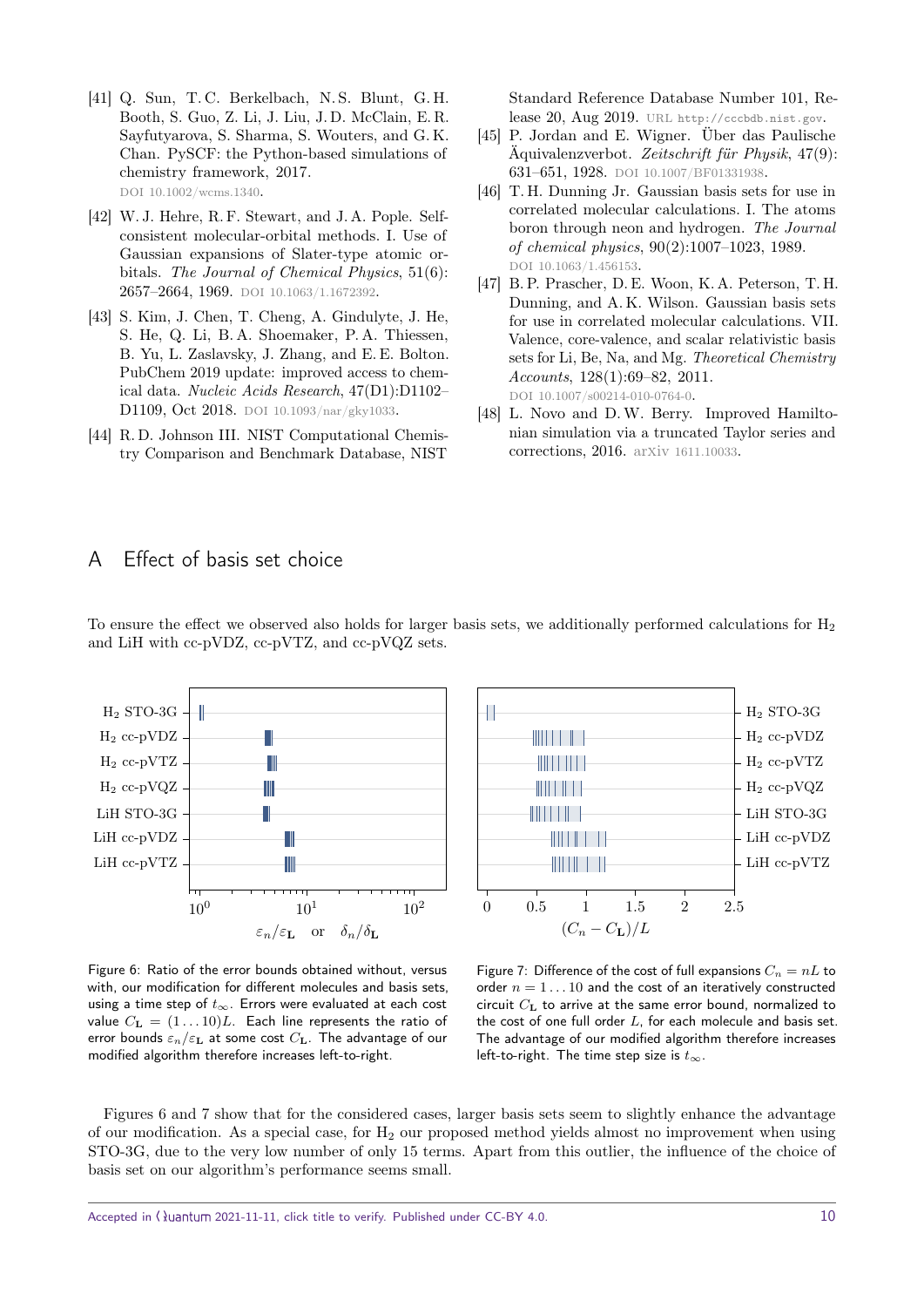[41] Q. Sun, T. C. Berkelbach, N. S. Blunt, G. H. Booth, S. Guo, Z. Li, J. Liu, J. D. McClain, E. R. Sayfutyarova, S. Sharma, S. Wouters, and G. K. Chan. PySCF: the Python-based simulations of chemistry framework, 2017. DOI 10.1002/wcms.1340.

[42] W. J. Hehre, R. F. Stewart, and J. A. Pople. Self-consistent molecular-orbital methods. I. Use of Gaussian expansions of Slater-type atomic orbitals. *The Journal of Chemical Physics*, 51(6): 2657–2664, 1969. DOI 10.1063/1.1672392.

[43] S. Kim, J. Chen, T. Cheng, A. Gindulyte, J. He, S. He, Q. Li, B. A. Shoemaker, P. A. Thiessen, B. Yu, L. Zaslavsky, J. Zhang, and E. E. Bolton. PubChem 2019 update: improved access to chemical data. *Nucleic Acids Research*, 47(D1):D1102–D1109, Oct 2018. DOI 10.1093/nar/gky1033.

[44] R. D. Johnson III. NIST Computational Chemistry Comparison and Benchmark Database, NIST Standard Reference Database Number 101, Release 20, Aug 2019. URL http://cccbdb.nist.gov.

[45] P. Jordan and E. Wigner. Über das Paulische Äquivalenzverbot. *Zeitschrift für Physik*, 47(9): 631–651, 1928. DOI 10.1007/BF01331938.

[46] T. H. Dunning Jr. Gaussian basis sets for use in correlated molecular calculations. I. The atoms boron through neon and hydrogen. *The Journal of chemical physics*, 90(2):1007–1023, 1989. DOI 10.1063/1.456153.

[47] B. P. Prascher, D. E. Woon, K. A. Peterson, T. H. Dunning, and A. K. Wilson. Gaussian basis sets for use in correlated molecular calculations. VII. Valence, core-valence, and scalar relativistic basis sets for Li, Be, Na, and Mg. *Theoretical Chemistry Accounts*, 128(1):69–82, 2011. DOI 10.1007/s00214-010-0764-0.

[48] L. Novo and D. W. Berry. Improved Hamiltonian simulation via a truncated Taylor series and corrections, 2016. arXiv 1611.10033.

# A Effect of basis set choice

To ensure the effect we observed also holds for larger basis sets, we additionally performed calculations for $H_2$ and LiH with cc-pVDZ, cc-pVTZ, and cc-pVQZ sets.

Figure 6: Ratio of the error bounds obtained without, versus with, our modification for different molecules and basis sets, using a time step of $t_\infty$. Errors were evaluated at each cost value $C_\mathbf{L} = (1 \dots 10)L$. Each line represents the ratio of error bounds $\varepsilon_n/\varepsilon_\mathbf{L}$ at some cost $C_\mathbf{L}$. The advantage of our modified algorithm therefore increases left-to-right.

Figure 7: Difference of the cost of full expansions $C_n = nL$ to order $n = 1 \dots 10$ and the cost of an iteratively constructed circuit $C_\mathbf{L}$ to arrive at the same error bound, normalized to the cost of one full order $L$, for each molecule and basis set. The advantage of our modified algorithm therefore increases left-to-right. The time step size is $t_\infty$.

Figures 6 and 7 show that for the considered cases, larger basis sets seem to slightly enhance the advantage of our modification. As a special case, for $H_2$ our proposed method yields almost no improvement when using STO-3G, due to the very low number of only 15 terms. Apart from this outlier, the influence of the choice of basis set on our algorithm's performance seems small.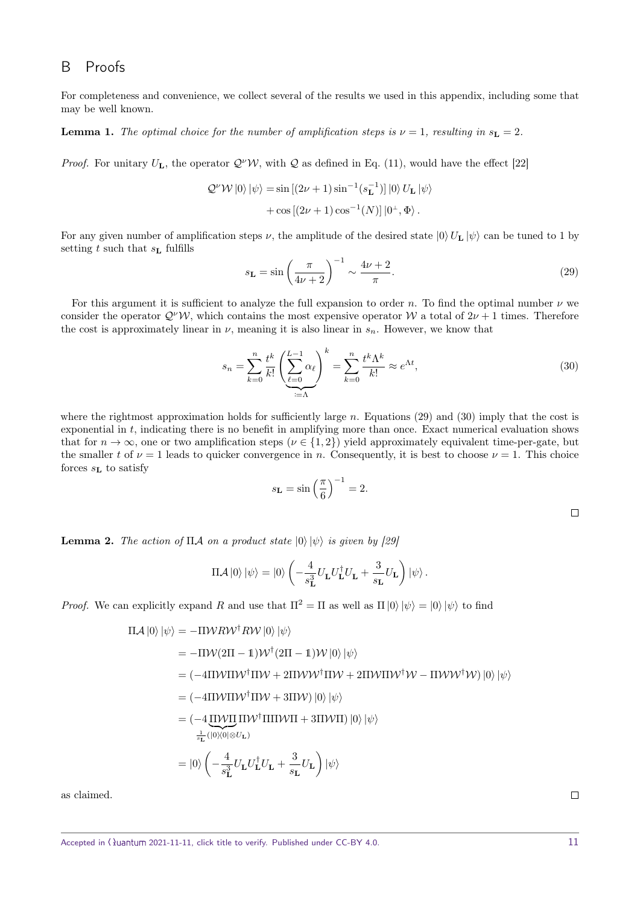# B Proofs

For completeness and convenience, we collect several of the results we used in this appendix, including some that may be well known.

**Lemma 1.** *The optimal choice for the number of amplification steps is $\nu = 1$, resulting in $s_{\mathbf{L}} = 2$.*

*Proof.* For unitary $U_{\mathbf{L}}$, the operator $\mathcal{Q}^{\nu}\mathcal{W}$, with $\mathcal{Q}$ as defined in Eq. (11), would have the effect [22]

$$
\begin{aligned}
\mathcal{Q}^{\nu}\mathcal{W}\left|0\right\rangle\left|\psi\right\rangle &= \sin\left[(2\nu+1)\sin^{-1}(s_{\mathbf{L}}^{-1})\right]\left|0\right\rangle U_{\mathbf{L}}\left|\psi\right\rangle \\
&+ \cos\left[(2\nu+1)\cos^{-1}(N)\right]\left|0^{\perp},\Phi\right\rangle.
\end{aligned}
$$

For any given number of amplification steps $\nu$, the amplitude of the desired state $\left|0\right\rangle U_{\mathbf{L}}\left|\psi\right\rangle$ can be tuned to 1 by setting $t$ such that $s_{\mathbf{L}}$ fulfills

$$
s_{\mathbf{L}} = \sin\left(\frac{\pi}{4\nu+2}\right)^{-1} \sim \frac{4\nu+2}{\pi}. \tag{29}
$$

For this argument it is sufficient to analyze the full expansion to order $n$. To find the optimal number $\nu$ we consider the operator $\mathcal{Q}^{\nu}\mathcal{W}$, which contains the most expensive operator $\mathcal{W}$ a total of $2\nu+1$ times. Therefore the cost is approximately linear in $\nu$, meaning it is also linear in $s_n$. However, we know that

$$
s_n = \sum_{k=0}^{n} \frac{t^k}{k!} \Bigg(\underbrace{\sum_{\ell=0}^{L-1} \alpha_\ell}_{:=\Lambda}\Bigg)^k = \sum_{k=0}^{n} \frac{t^k \Lambda^k}{k!} \approx e^{\Lambda t}, \tag{30}
$$

where the rightmost approximation holds for sufficiently large $n$. Equations (29) and (30) imply that the cost is exponential in $t$, indicating there is no benefit in amplifying more than once. Exact numerical evaluation shows that for $n \to \infty$, one or two amplification steps ($\nu \in \{1, 2\}$) yield approximately equivalent time-per-gate, but the smaller $t$ of $\nu = 1$ leads to quicker convergence in $n$. Consequently, it is best to choose $\nu = 1$. This choice forces $s_{\mathbf{L}}$ to satisfy

$$
s_{\mathbf{L}} = \sin\left(\frac{\pi}{6}\right)^{-1} = 2.
$$

□

**Lemma 2.** *The action of $\Pi\mathcal{A}$ on a product state $\left|0\right\rangle\left|\psi\right\rangle$ is given by [29]*

$$
\Pi\mathcal{A}\left|0\right\rangle\left|\psi\right\rangle = \left|0\right\rangle\left(-\frac{4}{s_{\mathbf{L}}^3} U_{\mathbf{L}} U_{\mathbf{L}}^{\dagger} U_{\mathbf{L}} + \frac{3}{s_{\mathbf{L}}} U_{\mathbf{L}}\right)\left|\psi\right\rangle.
$$

*Proof.* We can explicitly expand $R$ and use that $\Pi^2 = \Pi$ as well as $\Pi\left|0\right\rangle\left|\psi\right\rangle = \left|0\right\rangle\left|\psi\right\rangle$ to find

$$
\begin{aligned}
\Pi\mathcal{A}\left|0\right\rangle\left|\psi\right\rangle &= -\Pi\mathcal{W}R\mathcal{W}^{\dagger}R\mathcal{W}\left|0\right\rangle\left|\psi\right\rangle \\
&= -\Pi\mathcal{W}(2\Pi - \mathbb{1})\mathcal{W}^{\dagger}(2\Pi - \mathbb{1})\mathcal{W}\left|0\right\rangle\left|\psi\right\rangle \\
&= (-4\Pi\mathcal{W}\Pi\mathcal{W}^{\dagger}\Pi\mathcal{W} + 2\Pi\mathcal{W}\mathcal{W}^{\dagger}\Pi\mathcal{W} + 2\Pi\mathcal{W}\Pi\mathcal{W}^{\dagger}\mathcal{W} - \Pi\mathcal{W}\mathcal{W}^{\dagger}\mathcal{W})\left|0\right\rangle\left|\psi\right\rangle \\
&= (-4\Pi\mathcal{W}\Pi\mathcal{W}^{\dagger}\Pi\mathcal{W} + 3\Pi\mathcal{W})\left|0\right\rangle\left|\psi\right\rangle \\
&= (-4\underbrace{\Pi\mathcal{W}\Pi}_{\frac{1}{s_{\mathbf{L}}}(\left|0\right\rangle\left\langle 0\right| \otimes U_{\mathbf{L}})}\Pi\mathcal{W}^{\dagger}\Pi\Pi\mathcal{W}\Pi + 3\Pi\mathcal{W}\Pi)\left|0\right\rangle\left|\psi\right\rangle \\
&= \left|0\right\rangle\left(-\frac{4}{s_{\mathbf{L}}^3} U_{\mathbf{L}} U_{\mathbf{L}}^{\dagger} U_{\mathbf{L}} + \frac{3}{s_{\mathbf{L}}} U_{\mathbf{L}}\right)\left|\psi\right\rangle
\end{aligned}
$$

as claimed. □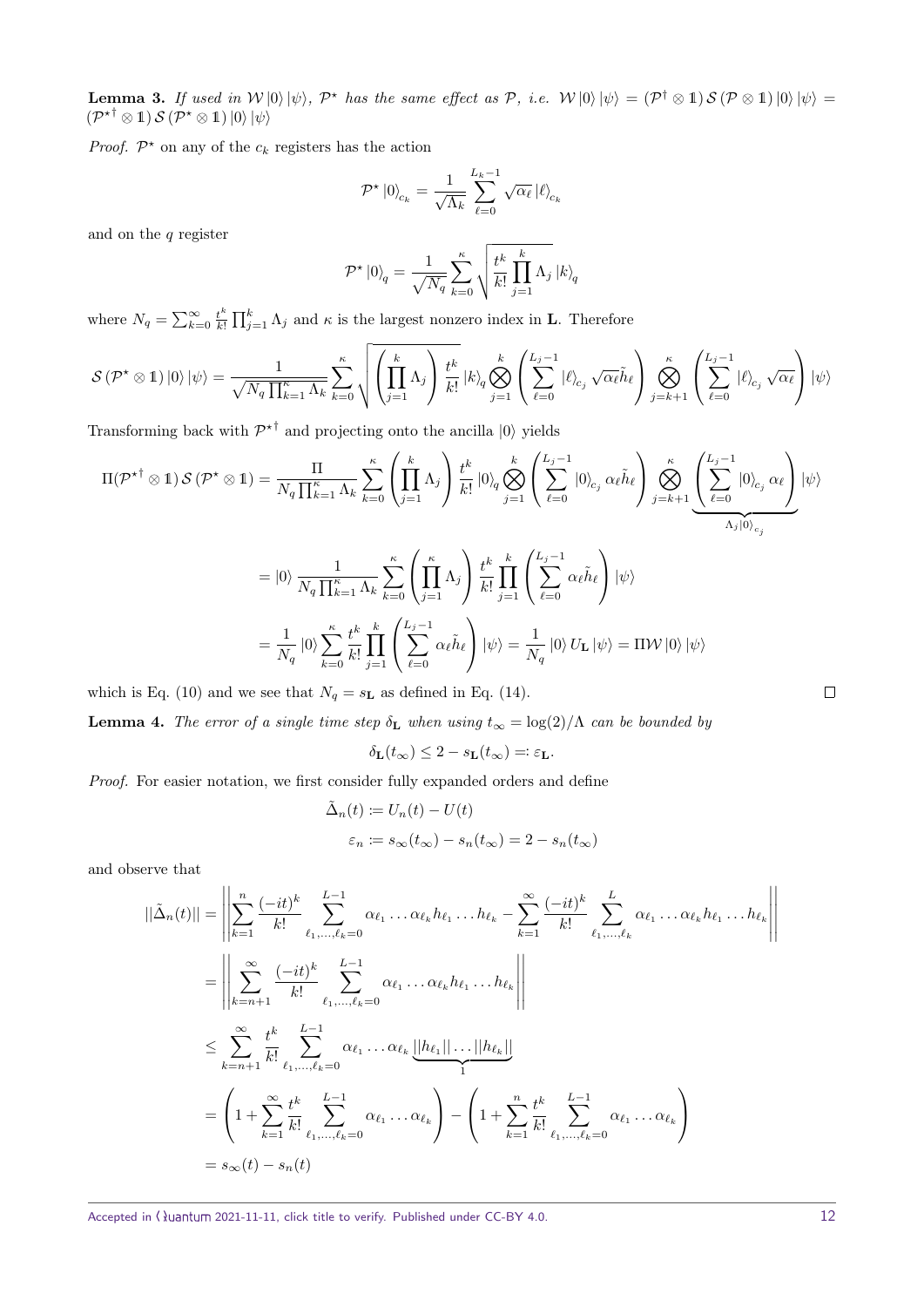**Lemma 3.** *If used in $\mathcal{W}|0\rangle|\psi\rangle$, $\mathcal{P}^\star$ has the same effect as $\mathcal{P}$, i.e. $\mathcal{W}|0\rangle|\psi\rangle = (\mathcal{P}^\dagger \otimes \mathbb{1})\,\mathcal{S}\,(\mathcal{P}\otimes \mathbb{1})|0\rangle|\psi\rangle = (\mathcal{P}^{\star\dagger}\otimes\mathbb{1})\,\mathcal{S}\,(\mathcal{P}^\star\otimes\mathbb{1})|0\rangle|\psi\rangle$*

*Proof.* $\mathcal{P}^\star$ on any of the $c_k$ registers has the action

$$\mathcal{P}^\star |0\rangle_{c_k} = \frac{1}{\sqrt{\Lambda_k}} \sum_{\ell=0}^{L_k-1} \sqrt{\alpha_\ell}\,|\ell\rangle_{c_k}$$

and on the $q$ register

$$\mathcal{P}^\star |0\rangle_q = \frac{1}{\sqrt{N_q}} \sum_{k=0}^{\kappa} \sqrt{\frac{t^k}{k!}\prod_{j=1}^{k}\Lambda_j}\,|k\rangle_q$$

where $N_q = \sum_{k=0}^{\infty} \frac{t^k}{k!}\prod_{j=1}^{k}\Lambda_j$ and $\kappa$ is the largest nonzero index in $\mathbf{L}$. Therefore

$$\mathcal{S}\,(\mathcal{P}^\star\otimes\mathbb{1})|0\rangle|\psi\rangle = \frac{1}{\sqrt{N_q\prod_{k=1}^{\kappa}\Lambda_k}} \sum_{k=0}^{\kappa} \sqrt{\left(\prod_{j=1}^{k}\Lambda_j\right)\frac{t^k}{k!}}\,|k\rangle_q \bigotimes_{j=1}^{k}\left(\sum_{\ell=0}^{L_j-1}|\ell\rangle_{c_j}\sqrt{\alpha_\ell}\tilde{h}_\ell\right)\bigotimes_{j=k+1}^{\kappa}\left(\sum_{\ell=0}^{L_j-1}|\ell\rangle_{c_j}\sqrt{\alpha_\ell}\right)|\psi\rangle$$

Transforming back with $\mathcal{P}^{\star\dagger}$ and projecting onto the ancilla $|0\rangle$ yields

$$\begin{aligned}
\Pi(\mathcal{P}^{\star\dagger}\otimes\mathbb{1})\,\mathcal{S}\,(\mathcal{P}^\star\otimes\mathbb{1}) &= \frac{\Pi}{N_q\prod_{k=1}^{\kappa}\Lambda_k}\sum_{k=0}^{\kappa}\left(\prod_{j=1}^{k}\Lambda_j\right)\frac{t^k}{k!}|0\rangle_q\bigotimes_{j=1}^{k}\left(\sum_{\ell=0}^{L_j-1}|0\rangle_{c_j}\alpha_\ell\tilde{h}_\ell\right)\bigotimes_{j=k+1}^{\kappa}\underbrace{\left(\sum_{\ell=0}^{L_j-1}|0\rangle_{c_j}\alpha_\ell\right)}_{\Lambda_j|0\rangle_{c_j}}|\psi\rangle \\
&= |0\rangle\frac{1}{N_q\prod_{k=1}^{\kappa}\Lambda_k}\sum_{k=0}^{\kappa}\left(\prod_{j=1}^{\kappa}\Lambda_j\right)\frac{t^k}{k!}\prod_{j=1}^{k}\left(\sum_{\ell=0}^{L_j-1}\alpha_\ell\tilde{h}_\ell\right)|\psi\rangle \\
&= \frac{1}{N_q}|0\rangle\sum_{k=0}^{\kappa}\frac{t^k}{k!}\prod_{j=1}^{k}\left(\sum_{\ell=0}^{L_j-1}\alpha_\ell\tilde{h}_\ell\right)|\psi\rangle = \frac{1}{N_q}|0\rangle U_{\mathbf{L}}|\psi\rangle = \Pi\mathcal{W}|0\rangle|\psi\rangle
\end{aligned}$$

which is Eq. (10) and we see that $N_q = s_{\mathbf{L}}$ as defined in Eq. (14). $\square$

**Lemma 4.** *The error of a single time step $\delta_{\mathbf{L}}$ when using $t_\infty = \log(2)/\Lambda$ can be bounded by*

$$\delta_{\mathbf{L}}(t_\infty) \le 2 - s_{\mathbf{L}}(t_\infty) =: \varepsilon_{\mathbf{L}}.$$

*Proof.* For easier notation, we first consider fully expanded orders and define

$$\begin{aligned}
\tilde{\Delta}_n(t) &:= U_n(t) - U(t) \\
\varepsilon_n &:= s_\infty(t_\infty) - s_n(t_\infty) = 2 - s_n(t_\infty)
\end{aligned}$$

and observe that

$$\begin{aligned}
||\tilde{\Delta}_n(t)|| &= \left|\left|\sum_{k=1}^{n}\frac{(-it)^k}{k!}\sum_{\ell_1,\dots,\ell_k=0}^{L-1}\alpha_{\ell_1}\dots\alpha_{\ell_k}h_{\ell_1}\dots h_{\ell_k} - \sum_{k=1}^{\infty}\frac{(-it)^k}{k!}\sum_{\ell_1,\dots,\ell_k}^{L}\alpha_{\ell_1}\dots\alpha_{\ell_k}h_{\ell_1}\dots h_{\ell_k}\right|\right| \\
&= \left|\left|\sum_{k=n+1}^{\infty}\frac{(-it)^k}{k!}\sum_{\ell_1,\dots,\ell_k=0}^{L-1}\alpha_{\ell_1}\dots\alpha_{\ell_k}h_{\ell_1}\dots h_{\ell_k}\right|\right| \\
&\le \sum_{k=n+1}^{\infty}\frac{t^k}{k!}\sum_{\ell_1,\dots,\ell_k=0}^{L-1}\alpha_{\ell_1}\dots\alpha_{\ell_k}\underbrace{||h_{\ell_1}||\dots||h_{\ell_k}||}_{1} \\
&= \left(1+\sum_{k=1}^{\infty}\frac{t^k}{k!}\sum_{\ell_1,\dots,\ell_k=0}^{L-1}\alpha_{\ell_1}\dots\alpha_{\ell_k}\right) - \left(1+\sum_{k=1}^{n}\frac{t^k}{k!}\sum_{\ell_1,\dots,\ell_k=0}^{L-1}\alpha_{\ell_1}\dots\alpha_{\ell_k}\right) \\
&= s_\infty(t) - s_n(t)
\end{aligned}$$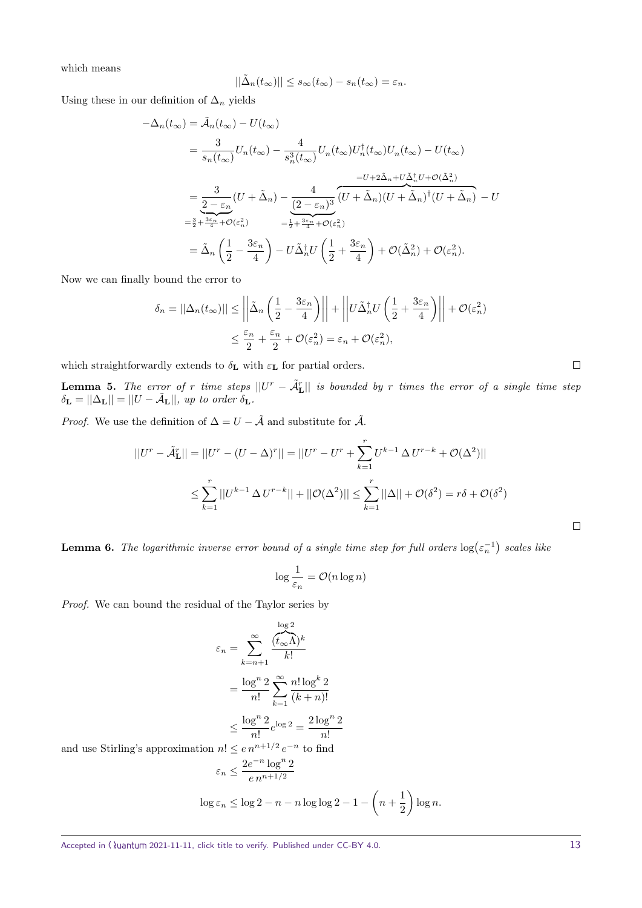which means

$$||\tilde{\Delta}_n(t_\infty)|| \leq s_\infty(t_\infty) - s_n(t_\infty) = \varepsilon_n.$$

Using these in our definition of $\Delta_n$ yields

$$\begin{aligned}
-\Delta_n(t_\infty) &= \tilde{\mathcal{A}}_n(t_\infty) - U(t_\infty) \\
&= \frac{3}{s_n(t_\infty)} U_n(t_\infty) - \frac{4}{s_n^3(t_\infty)} U_n(t_\infty) U_n^\dagger(t_\infty) U_n(t_\infty) - U(t_\infty) \\
&= \underbrace{\frac{3}{2-\varepsilon_n}}_{=\frac{3}{2}+\frac{3\varepsilon_n}{4}+\mathcal{O}(\varepsilon_n^2)} (U + \tilde{\Delta}_n) - \underbrace{\frac{4}{(2-\varepsilon_n)^3}}_{=\frac{1}{2}+\frac{3\varepsilon_n}{4}+\mathcal{O}(\varepsilon_n^2)} \overbrace{(U+\tilde{\Delta}_n)(U+\tilde{\Delta}_n)^\dagger (U+\tilde{\Delta}_n)}^{=U+2\tilde{\Delta}_n+U\tilde{\Delta}_n^\dagger U+\mathcal{O}(\tilde{\Delta}_n^2)} - U \\
&= \tilde{\Delta}_n \left(\frac{1}{2} - \frac{3\varepsilon_n}{4}\right) - U\tilde{\Delta}_n^\dagger U \left(\frac{1}{2} + \frac{3\varepsilon_n}{4}\right) + \mathcal{O}(\tilde{\Delta}_n^2) + \mathcal{O}(\varepsilon_n^2).
\end{aligned}$$

Now we can finally bound the error to

$$\begin{aligned}
\delta_n = ||\Delta_n(t_\infty)|| &\leq \left|\left|\tilde{\Delta}_n\left(\frac{1}{2} - \frac{3\varepsilon_n}{4}\right)\right|\right| + \left|\left|U\tilde{\Delta}_n^\dagger U\left(\frac{1}{2} + \frac{3\varepsilon_n}{4}\right)\right|\right| + \mathcal{O}(\varepsilon_n^2) \\
&\leq \frac{\varepsilon_n}{2} + \frac{\varepsilon_n}{2} + \mathcal{O}(\varepsilon_n^2) = \varepsilon_n + \mathcal{O}(\varepsilon_n^2),
\end{aligned}$$

which straightforwardly extends to $\delta_{\mathbf{L}}$ with $\varepsilon_{\mathbf{L}}$ for partial orders. $\square$

**Lemma 5.** *The error of $r$ time steps $||U^r - \tilde{\mathcal{A}}_{\mathbf{L}}^r||$ is bounded by $r$ times the error of a single time step $\delta_{\mathbf{L}} = ||\Delta_{\mathbf{L}}|| = ||U - \tilde{\mathcal{A}}_{\mathbf{L}}||$, up to order $\delta_{\mathbf{L}}$.*

*Proof.* We use the definition of $\Delta = U - \tilde{\mathcal{A}}$ and substitute for $\tilde{\mathcal{A}}$.

$$\begin{aligned}
||U^r - \tilde{\mathcal{A}}_{\mathbf{L}}^r|| = ||U^r - (U-\Delta)^r|| &= ||U^r - U^r + \sum_{k=1}^r U^{k-1}\,\Delta\,U^{r-k} + \mathcal{O}(\Delta^2)|| \\
&\leq \sum_{k=1}^r ||U^{k-1}\,\Delta\,U^{r-k}|| + ||\mathcal{O}(\Delta^2)|| \leq \sum_{k=1}^r ||\Delta|| + \mathcal{O}(\delta^2) = r\delta + \mathcal{O}(\delta^2)
\end{aligned}$$

$\square$

**Lemma 6.** *The logarithmic inverse error bound of a single time step for full orders $\log(\varepsilon_n^{-1})$ scales like*

$$\log\frac{1}{\varepsilon_n} = \mathcal{O}(n\log n)$$

*Proof.* We can bound the residual of the Taylor series by

$$\begin{aligned}
\varepsilon_n &= \sum_{k=n+1}^{\infty} \frac{(\overbrace{t_\infty \Lambda}^{\log 2})^k}{k!} \\
&= \frac{\log^n 2}{n!} \sum_{k=1}^{\infty} \frac{n!\log^k 2}{(k+n)!} \\
&\leq \frac{\log^n 2}{n!} e^{\log 2} = \frac{2\log^n 2}{n!}
\end{aligned}$$

and use Stirling's approximation $n! \leq e\,n^{n+1/2}\,e^{-n}$ to find

$$\varepsilon_n \leq \frac{2e^{-n}\log^n 2}{e\,n^{n+1/2}}$$

$$\log\varepsilon_n \leq \log 2 - n - n\log\log 2 - 1 - \left(n + \frac{1}{2}\right)\log n.$$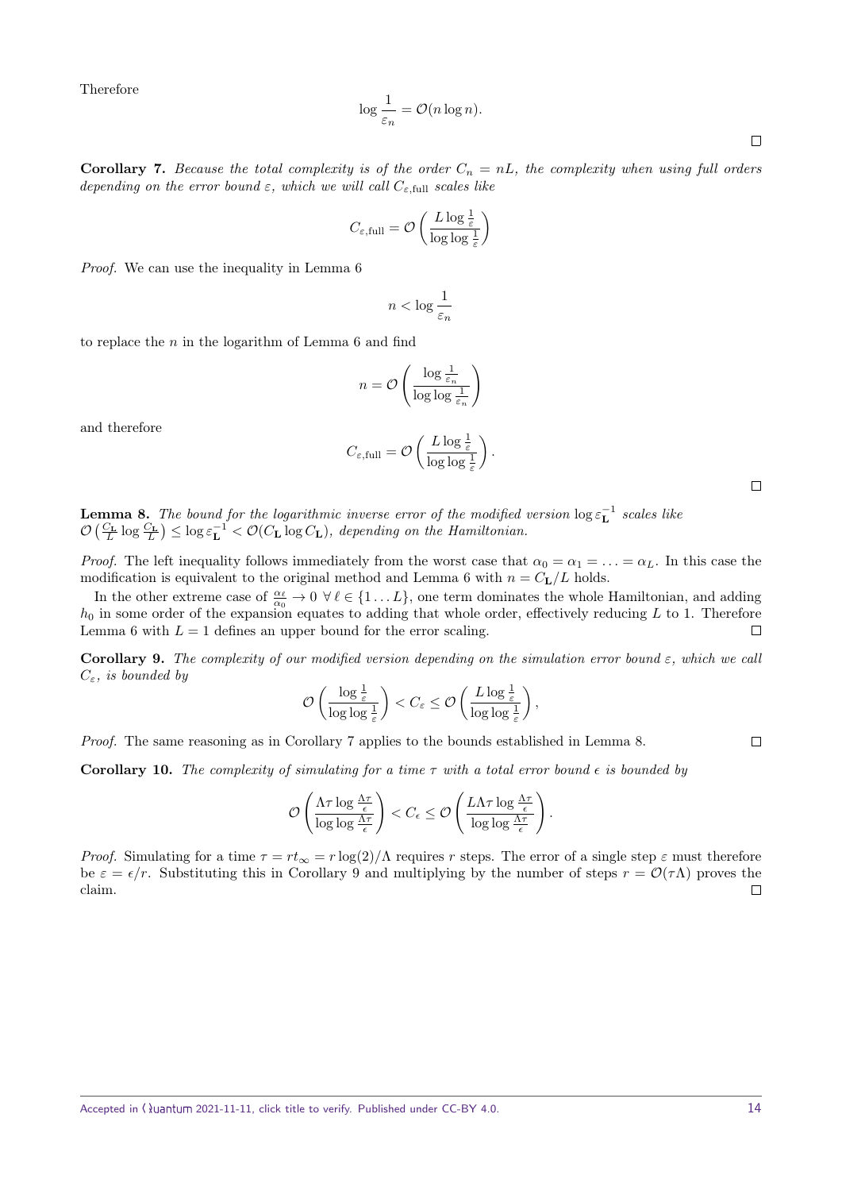Therefore

$$\log \frac{1}{\varepsilon_n} = \mathcal{O}(n \log n).$$

□

**Corollary 7.** *Because the total complexity is of the order $C_n = nL$, the complexity when using full orders depending on the error bound $\varepsilon$, which we will call $C_{\varepsilon,\text{full}}$ scales like*

$$C_{\varepsilon,\text{full}} = \mathcal{O}\left(\frac{L \log \frac{1}{\varepsilon}}{\log \log \frac{1}{\varepsilon}}\right)$$

*Proof.* We can use the inequality in Lemma 6

$$n < \log \frac{1}{\varepsilon_n}$$

to replace the $n$ in the logarithm of Lemma 6 and find

$$n = \mathcal{O}\left(\frac{\log \frac{1}{\varepsilon_n}}{\log \log \frac{1}{\varepsilon_n}}\right)$$

and therefore

$$C_{\varepsilon,\text{full}} = \mathcal{O}\left(\frac{L \log \frac{1}{\varepsilon}}{\log \log \frac{1}{\varepsilon}}\right).$$

□

**Lemma 8.** *The bound for the logarithmic inverse error of the modified version $\log \varepsilon_{\mathbf{L}}^{-1}$ scales like $\mathcal{O}\left(\frac{C_{\mathbf{L}}}{L} \log \frac{C_{\mathbf{L}}}{L}\right) \leq \log \varepsilon_{\mathbf{L}}^{-1} < \mathcal{O}(C_{\mathbf{L}} \log C_{\mathbf{L}})$, depending on the Hamiltonian.*

*Proof.* The left inequality follows immediately from the worst case that $\alpha_0 = \alpha_1 = \ldots = \alpha_L$. In this case the modification is equivalent to the original method and Lemma 6 with $n = C_{\mathbf{L}}/L$ holds.

In the other extreme case of $\frac{\alpha_\ell}{\alpha_0} \to 0 \ \forall \ell \in \{1 \ldots L\}$, one term dominates the whole Hamiltonian, and adding $h_0$ in some order of the expansion equates to adding that whole order, effectively reducing $L$ to 1. Therefore Lemma 6 with $L = 1$ defines an upper bound for the error scaling. □

**Corollary 9.** *The complexity of our modified version depending on the simulation error bound $\varepsilon$, which we call $C_\varepsilon$, is bounded by*

$$\mathcal{O}\left(\frac{\log \frac{1}{\varepsilon}}{\log \log \frac{1}{\varepsilon}}\right) < C_\varepsilon \leq \mathcal{O}\left(\frac{L \log \frac{1}{\varepsilon}}{\log \log \frac{1}{\varepsilon}}\right),$$

*Proof.* The same reasoning as in Corollary 7 applies to the bounds established in Lemma 8. □

**Corollary 10.** *The complexity of simulating for a time $\tau$ with a total error bound $\epsilon$ is bounded by*

$$\mathcal{O}\left(\frac{\Lambda\tau \log \frac{\Lambda\tau}{\epsilon}}{\log \log \frac{\Lambda\tau}{\epsilon}}\right) < C_\epsilon \leq \mathcal{O}\left(\frac{L\Lambda\tau \log \frac{\Lambda\tau}{\epsilon}}{\log \log \frac{\Lambda\tau}{\epsilon}}\right).$$

*Proof.* Simulating for a time $\tau = rt_\infty = r\log(2)/\Lambda$ requires $r$ steps. The error of a single step $\varepsilon$ must therefore be $\varepsilon = \epsilon/r$. Substituting this in Corollary 9 and multiplying by the number of steps $r = \mathcal{O}(\tau\Lambda)$ proves the claim. □